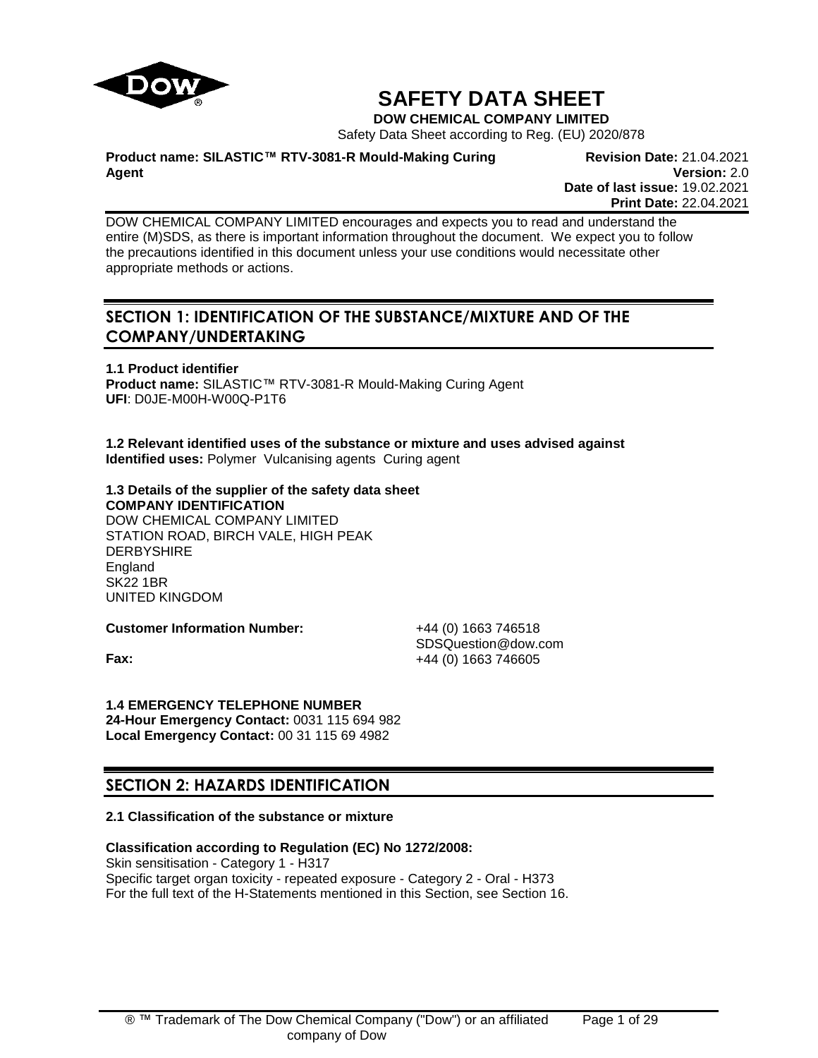# SAFETY DATA SHEET

**DOW CHEMICAL COMPANY LIMITED**

Safety Data Sheet according to Reg. (EU) 2020/878

**Product name: SILASTIC™ RTV-3081-R Mould-Making Curing Agent**

**Revision Date:** 21.04.2021
**Version:** 2.0
**Date of last issue:** 19.02.2021
**Print Date:** 22.04.2021

DOW CHEMICAL COMPANY LIMITED encourages and expects you to read and understand the entire (M)SDS, as there is important information throughout the document. We expect you to follow the precautions identified in this document unless your use conditions would necessitate other appropriate methods or actions.

## SECTION 1: IDENTIFICATION OF THE SUBSTANCE/MIXTURE AND OF THE COMPANY/UNDERTAKING

**1.1 Product identifier**
**Product name:** SILASTIC™ RTV-3081-R Mould-Making Curing Agent
**UFI**: D0JE-M00H-W00Q-P1T6

**1.2 Relevant identified uses of the substance or mixture and uses advised against**
**Identified uses:** Polymer Vulcanising agents Curing agent

**1.3 Details of the supplier of the safety data sheet**
**COMPANY IDENTIFICATION**
DOW CHEMICAL COMPANY LIMITED
STATION ROAD, BIRCH VALE, HIGH PEAK
DERBYSHIRE
England
SK22 1BR
UNITED KINGDOM

**Customer Information Number:** +44 (0) 1663 746518
SDSQuestion@dow.com
**Fax:** +44 (0) 1663 746605

**1.4 EMERGENCY TELEPHONE NUMBER**
**24-Hour Emergency Contact:** 0031 115 694 982
**Local Emergency Contact:** 00 31 115 69 4982

## SECTION 2: HAZARDS IDENTIFICATION

**2.1 Classification of the substance or mixture**

**Classification according to Regulation (EC) No 1272/2008:**
Skin sensitisation - Category 1 - H317
Specific target organ toxicity - repeated exposure - Category 2 - Oral - H373
For the full text of the H-Statements mentioned in this Section, see Section 16.

® ™ Trademark of The Dow Chemical Company ("Dow") or an affiliated company of Dow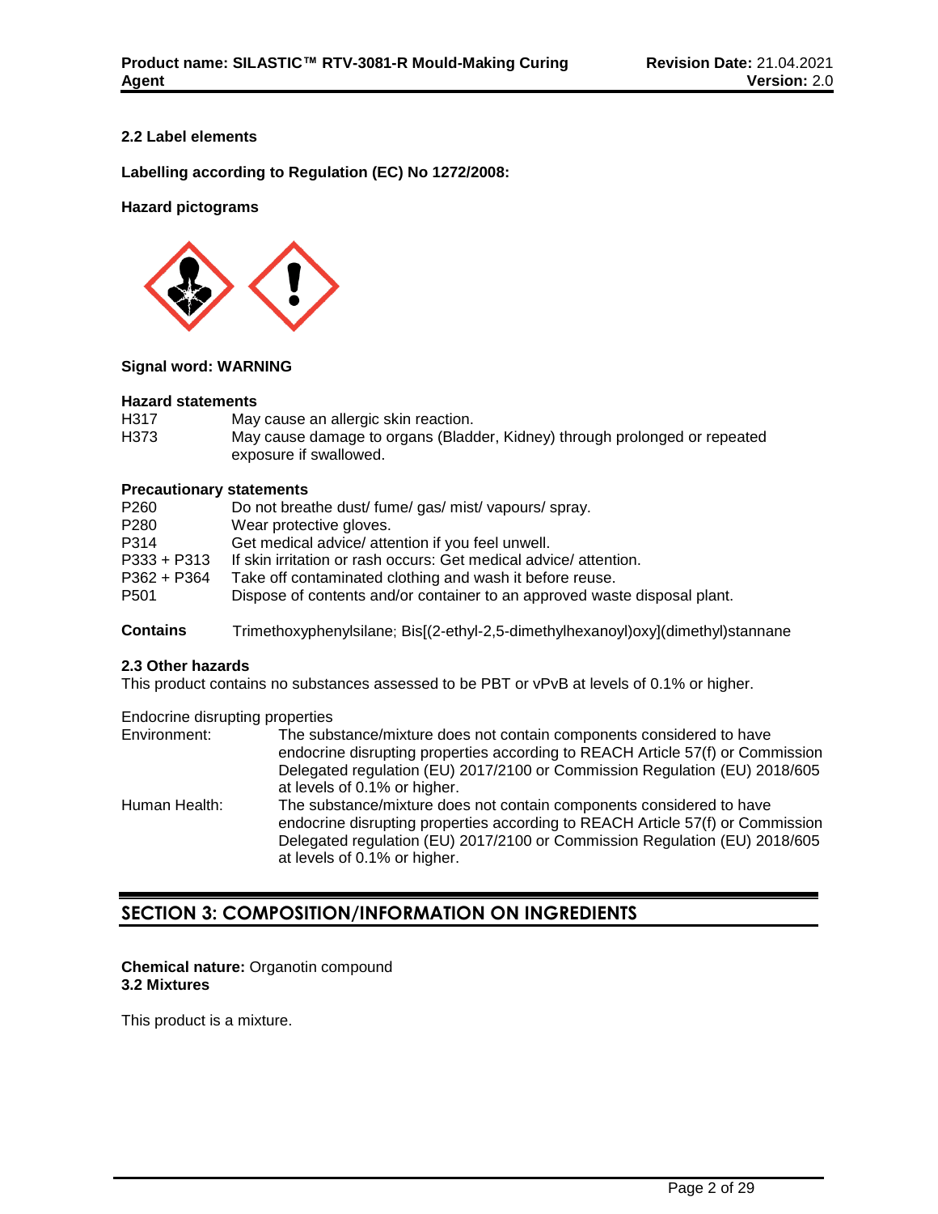### 2.2 Label elements

**Labelling according to Regulation (EC) No 1272/2008:**

**Hazard pictograms**

**Signal word: WARNING**

**Hazard statements**

| | |
|---|---|
| H317 | May cause an allergic skin reaction. |
| H373 | May cause damage to organs (Bladder, Kidney) through prolonged or repeated exposure if swallowed. |

**Precautionary statements**

| | |
|---|---|
| P260 | Do not breathe dust/ fume/ gas/ mist/ vapours/ spray. |
| P280 | Wear protective gloves. |
| P314 | Get medical advice/ attention if you feel unwell. |
| P333 + P313 | If skin irritation or rash occurs: Get medical advice/ attention. |
| P362 + P364 | Take off contaminated clothing and wash it before reuse. |
| P501 | Dispose of contents and/or container to an approved waste disposal plant. |

**Contains** Trimethoxyphenylsilane; Bis[(2-ethyl-2,5-dimethylhexanoyl)oxy](dimethyl)stannane

### 2.3 Other hazards

This product contains no substances assessed to be PBT or vPvB at levels of 0.1% or higher.

Endocrine disrupting properties

| | |
|---|---|
| Environment: | The substance/mixture does not contain components considered to have endocrine disrupting properties according to REACH Article 57(f) or Commission Delegated regulation (EU) 2017/2100 or Commission Regulation (EU) 2018/605 at levels of 0.1% or higher. |
| Human Health: | The substance/mixture does not contain components considered to have endocrine disrupting properties according to REACH Article 57(f) or Commission Delegated regulation (EU) 2017/2100 or Commission Regulation (EU) 2018/605 at levels of 0.1% or higher. |

## SECTION 3: COMPOSITION/INFORMATION ON INGREDIENTS

**Chemical nature:** Organotin compound

**3.2 Mixtures**

This product is a mixture.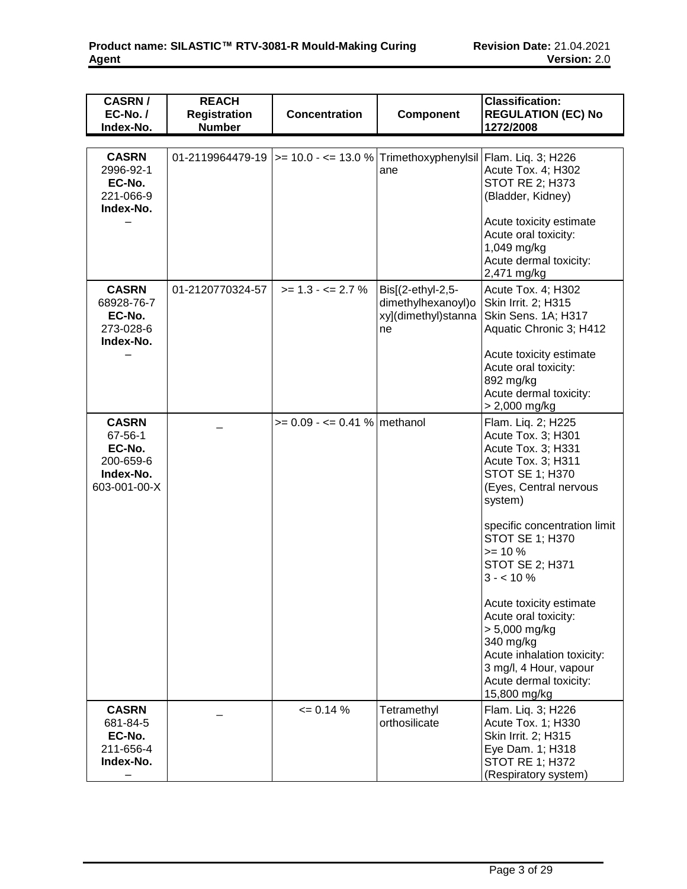| CASRN / EC-No. / Index-No. | REACH Registration Number | Concentration | Component | Classification: REGULATION (EC) No 1272/2008 |
|---|---|---|---|---|
| **CASRN** 2996-92-1 **EC-No.** 221-066-9 **Index-No.** – | 01-2119964479-19 | >= 10.0 - <= 13.0 % | Trimethoxyphenylsilane | Flam. Liq. 3; H226 Acute Tox. 4; H302 STOT RE 2; H373 (Bladder, Kidney) Acute toxicity estimate Acute oral toxicity: 1,049 mg/kg Acute dermal toxicity: 2,471 mg/kg |
| **CASRN** 68928-76-7 **EC-No.** 273-028-6 **Index-No.** – | 01-2120770324-57 | >= 1.3 - <= 2.7 % | Bis[(2-ethyl-2,5-dimethylhexanoyl)oxy](dimethyl)stannane | Acute Tox. 4; H302 Skin Irrit. 2; H315 Skin Sens. 1A; H317 Aquatic Chronic 3; H412 Acute toxicity estimate Acute oral toxicity: 892 mg/kg Acute dermal toxicity: > 2,000 mg/kg |
| **CASRN** 67-56-1 **EC-No.** 200-659-6 **Index-No.** 603-001-00-X | _ | >= 0.09 - <= 0.41 % | methanol | Flam. Liq. 2; H225 Acute Tox. 3; H301 Acute Tox. 3; H331 Acute Tox. 3; H311 STOT SE 1; H370 (Eyes, Central nervous system) specific concentration limit STOT SE 1; H370 >= 10 % STOT SE 2; H371 3 - < 10 % Acute toxicity estimate Acute oral toxicity: > 5,000 mg/kg 340 mg/kg Acute inhalation toxicity: 3 mg/l, 4 Hour, vapour Acute dermal toxicity: 15,800 mg/kg |
| **CASRN** 681-84-5 **EC-No.** 211-656-4 **Index-No.** – | _ | <= 0.14 % | Tetramethyl orthosilicate | Flam. Liq. 3; H226 Acute Tox. 1; H330 Skin Irrit. 2; H315 Eye Dam. 1; H318 STOT RE 1; H372 (Respiratory system) |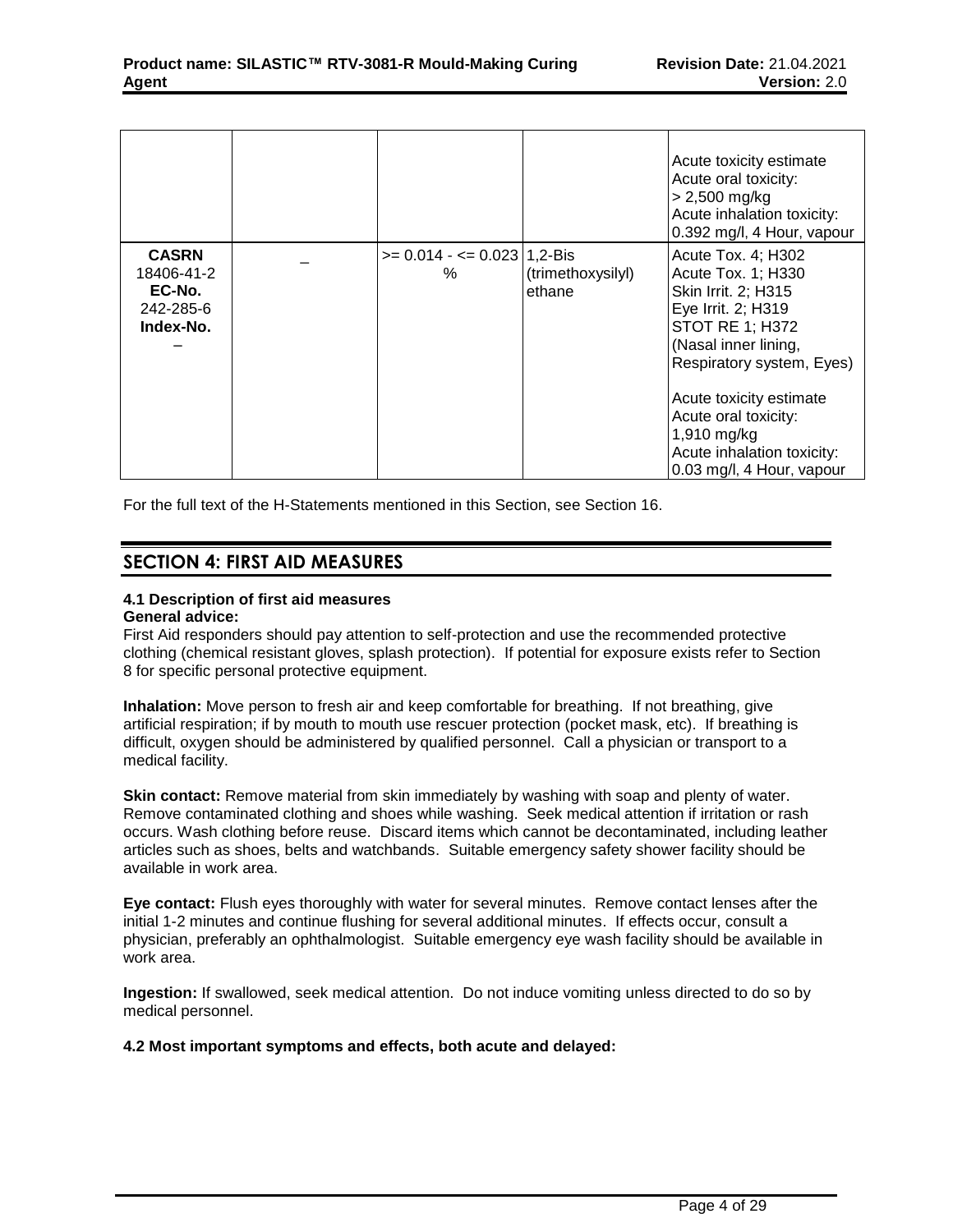| | | | | |
|---|---|---|---|---|
| | | | | Acute toxicity estimate<br>Acute oral toxicity:<br>> 2,500 mg/kg<br>Acute inhalation toxicity:<br>0.392 mg/l, 4 Hour, vapour |
| **CASRN**<br>18406-41-2<br>**EC-No.**<br>242-285-6<br>**Index-No.**<br>– | – | >= 0.014 - <= 0.023 % | 1,2-Bis (trimethoxysilyl) ethane | Acute Tox. 4; H302<br>Acute Tox. 1; H330<br>Skin Irrit. 2; H315<br>Eye Irrit. 2; H319<br>STOT RE 1; H372<br>(Nasal inner lining, Respiratory system, Eyes)<br><br>Acute toxicity estimate<br>Acute oral toxicity:<br>1,910 mg/kg<br>Acute inhalation toxicity:<br>0.03 mg/l, 4 Hour, vapour |

For the full text of the H-Statements mentioned in this Section, see Section 16.

## SECTION 4: FIRST AID MEASURES

### 4.1 Description of first aid measures

**General advice:**
First Aid responders should pay attention to self-protection and use the recommended protective clothing (chemical resistant gloves, splash protection). If potential for exposure exists refer to Section 8 for specific personal protective equipment.

**Inhalation:** Move person to fresh air and keep comfortable for breathing. If not breathing, give artificial respiration; if by mouth to mouth use rescuer protection (pocket mask, etc). If breathing is difficult, oxygen should be administered by qualified personnel. Call a physician or transport to a medical facility.

**Skin contact:** Remove material from skin immediately by washing with soap and plenty of water. Remove contaminated clothing and shoes while washing. Seek medical attention if irritation or rash occurs. Wash clothing before reuse. Discard items which cannot be decontaminated, including leather articles such as shoes, belts and watchbands. Suitable emergency safety shower facility should be available in work area.

**Eye contact:** Flush eyes thoroughly with water for several minutes. Remove contact lenses after the initial 1-2 minutes and continue flushing for several additional minutes. If effects occur, consult a physician, preferably an ophthalmologist. Suitable emergency eye wash facility should be available in work area.

**Ingestion:** If swallowed, seek medical attention. Do not induce vomiting unless directed to do so by medical personnel.

### 4.2 Most important symptoms and effects, both acute and delayed: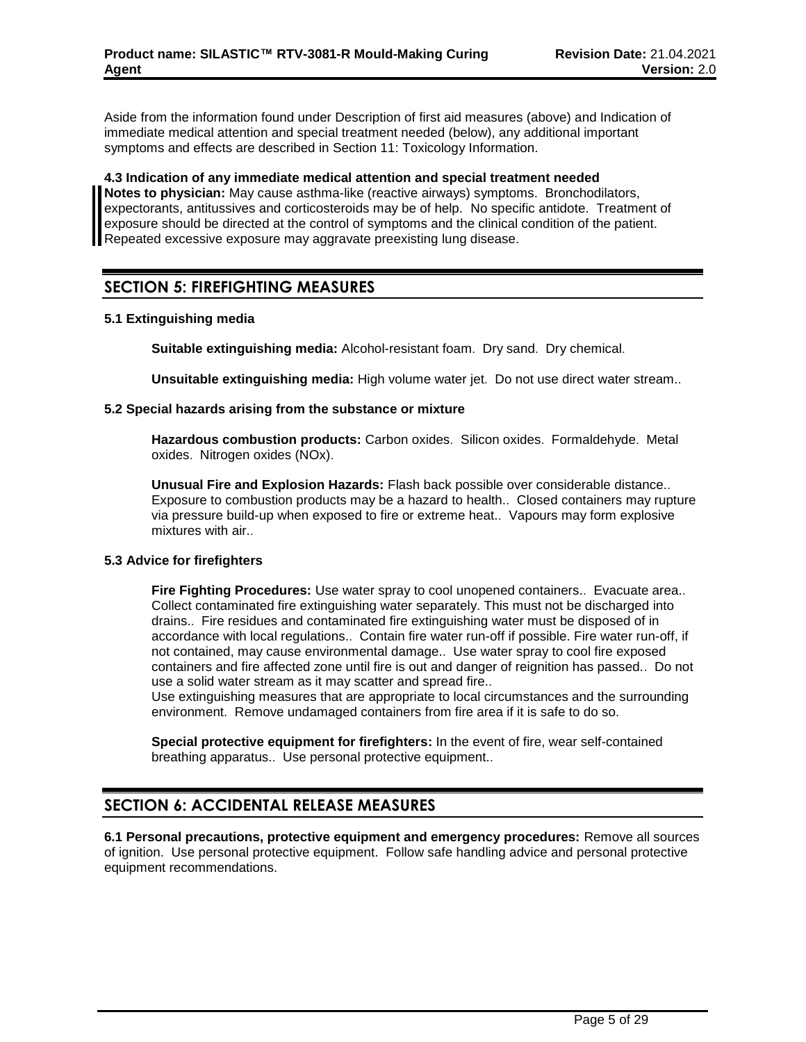Aside from the information found under Description of first aid measures (above) and Indication of immediate medical attention and special treatment needed (below), any additional important symptoms and effects are described in Section 11: Toxicology Information.

**4.3 Indication of any immediate medical attention and special treatment needed**

**Notes to physician:** May cause asthma-like (reactive airways) symptoms. Bronchodilators, expectorants, antitussives and corticosteroids may be of help. No specific antidote. Treatment of exposure should be directed at the control of symptoms and the clinical condition of the patient. Repeated excessive exposure may aggravate preexisting lung disease.

## SECTION 5: FIREFIGHTING MEASURES

**5.1 Extinguishing media**

**Suitable extinguishing media:** Alcohol-resistant foam. Dry sand. Dry chemical.

**Unsuitable extinguishing media:** High volume water jet. Do not use direct water stream..

**5.2 Special hazards arising from the substance or mixture**

**Hazardous combustion products:** Carbon oxides. Silicon oxides. Formaldehyde. Metal oxides. Nitrogen oxides (NOx).

**Unusual Fire and Explosion Hazards:** Flash back possible over considerable distance.. Exposure to combustion products may be a hazard to health.. Closed containers may rupture via pressure build-up when exposed to fire or extreme heat.. Vapours may form explosive mixtures with air..

**5.3 Advice for firefighters**

**Fire Fighting Procedures:** Use water spray to cool unopened containers.. Evacuate area.. Collect contaminated fire extinguishing water separately. This must not be discharged into drains.. Fire residues and contaminated fire extinguishing water must be disposed of in accordance with local regulations.. Contain fire water run-off if possible. Fire water run-off, if not contained, may cause environmental damage.. Use water spray to cool fire exposed containers and fire affected zone until fire is out and danger of reignition has passed.. Do not use a solid water stream as it may scatter and spread fire..
Use extinguishing measures that are appropriate to local circumstances and the surrounding environment. Remove undamaged containers from fire area if it is safe to do so.

**Special protective equipment for firefighters:** In the event of fire, wear self-contained breathing apparatus.. Use personal protective equipment..

## SECTION 6: ACCIDENTAL RELEASE MEASURES

**6.1 Personal precautions, protective equipment and emergency procedures:** Remove all sources of ignition. Use personal protective equipment. Follow safe handling advice and personal protective equipment recommendations.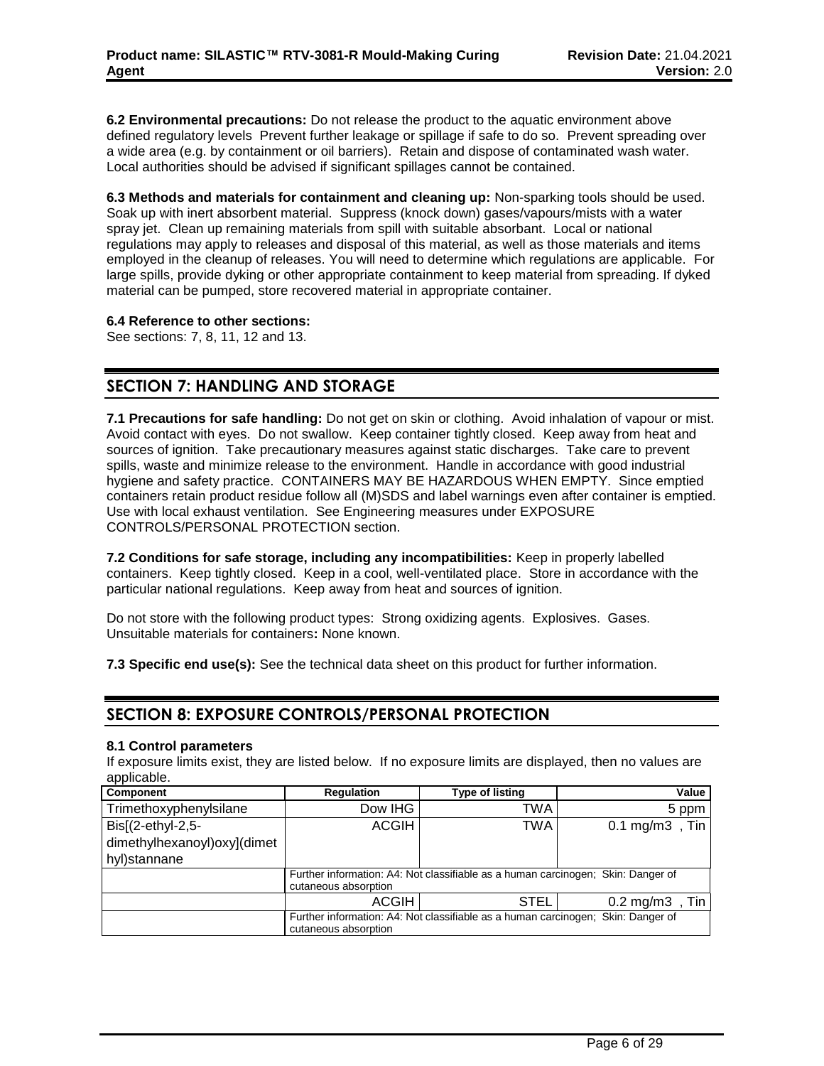**6.2 Environmental precautions:** Do not release the product to the aquatic environment above defined regulatory levels Prevent further leakage or spillage if safe to do so. Prevent spreading over a wide area (e.g. by containment or oil barriers). Retain and dispose of contaminated wash water. Local authorities should be advised if significant spillages cannot be contained.

**6.3 Methods and materials for containment and cleaning up:** Non-sparking tools should be used. Soak up with inert absorbent material. Suppress (knock down) gases/vapours/mists with a water spray jet. Clean up remaining materials from spill with suitable absorbant. Local or national regulations may apply to releases and disposal of this material, as well as those materials and items employed in the cleanup of releases. You will need to determine which regulations are applicable. For large spills, provide dyking or other appropriate containment to keep material from spreading. If dyked material can be pumped, store recovered material in appropriate container.

**6.4 Reference to other sections:**
See sections: 7, 8, 11, 12 and 13.

## SECTION 7: HANDLING AND STORAGE

**7.1 Precautions for safe handling:** Do not get on skin or clothing. Avoid inhalation of vapour or mist. Avoid contact with eyes. Do not swallow. Keep container tightly closed. Keep away from heat and sources of ignition. Take precautionary measures against static discharges. Take care to prevent spills, waste and minimize release to the environment. Handle in accordance with good industrial hygiene and safety practice. CONTAINERS MAY BE HAZARDOUS WHEN EMPTY. Since emptied containers retain product residue follow all (M)SDS and label warnings even after container is emptied. Use with local exhaust ventilation. See Engineering measures under EXPOSURE CONTROLS/PERSONAL PROTECTION section.

**7.2 Conditions for safe storage, including any incompatibilities:** Keep in properly labelled containers. Keep tightly closed. Keep in a cool, well-ventilated place. Store in accordance with the particular national regulations. Keep away from heat and sources of ignition.

Do not store with the following product types: Strong oxidizing agents. Explosives. Gases.
Unsuitable materials for containers**:** None known.

**7.3 Specific end use(s):** See the technical data sheet on this product for further information.

## SECTION 8: EXPOSURE CONTROLS/PERSONAL PROTECTION

**8.1 Control parameters**
If exposure limits exist, they are listed below. If no exposure limits are displayed, then no values are applicable.

| Component | Regulation | Type of listing | Value |
|---|---|---|---|
| Trimethoxyphenylsilane | Dow IHG | TWA | 5 ppm |
| Bis[(2-ethyl-2,5-dimethylhexanoyl)oxy](dimethyl)stannane | ACGIH | TWA | 0.1 mg/m3 , Tin |
| | Further information: A4: Not classifiable as a human carcinogen; Skin: Danger of cutaneous absorption | | |
| | ACGIH | STEL | 0.2 mg/m3 , Tin |
| | Further information: A4: Not classifiable as a human carcinogen; Skin: Danger of cutaneous absorption | | |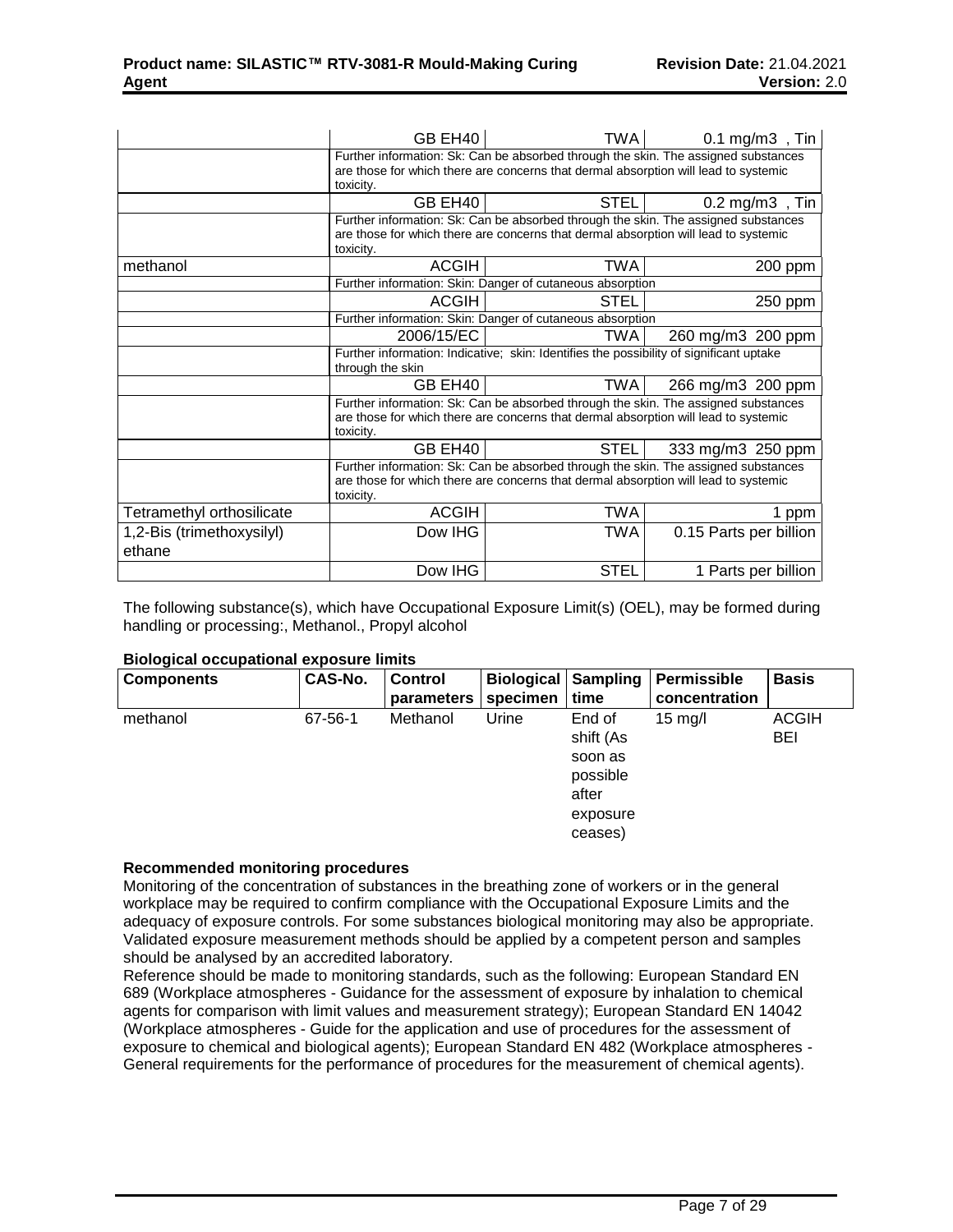| | | | |
|---|---|---|---|
| | GB EH40 | TWA | 0.1 mg/m3 , Tin |
| | Further information: Sk: Can be absorbed through the skin. The assigned substances are those for which there are concerns that dermal absorption will lead to systemic toxicity. | | |
| | GB EH40 | STEL | 0.2 mg/m3 , Tin |
| | Further information: Sk: Can be absorbed through the skin. The assigned substances are those for which there are concerns that dermal absorption will lead to systemic toxicity. | | |
| methanol | ACGIH | TWA | 200 ppm |
| | Further information: Skin: Danger of cutaneous absorption | | |
| | ACGIH | STEL | 250 ppm |
| | Further information: Skin: Danger of cutaneous absorption | | |
| | 2006/15/EC | TWA | 260 mg/m3 200 ppm |
| | Further information: Indicative; skin: Identifies the possibility of significant uptake through the skin | | |
| | GB EH40 | TWA | 266 mg/m3 200 ppm |
| | Further information: Sk: Can be absorbed through the skin. The assigned substances are those for which there are concerns that dermal absorption will lead to systemic toxicity. | | |
| | GB EH40 | STEL | 333 mg/m3 250 ppm |
| | Further information: Sk: Can be absorbed through the skin. The assigned substances are those for which there are concerns that dermal absorption will lead to systemic toxicity. | | |
| Tetramethyl orthosilicate | ACGIH | TWA | 1 ppm |
| 1,2-Bis (trimethoxysilyl) ethane | Dow IHG | TWA | 0.15 Parts per billion |
| | Dow IHG | STEL | 1 Parts per billion |

The following substance(s), which have Occupational Exposure Limit(s) (OEL), may be formed during handling or processing:, Methanol., Propyl alcohol

**Biological occupational exposure limits**

| Components | CAS-No. | Control parameters | Biological specimen | Sampling time | Permissible concentration | Basis |
|---|---|---|---|---|---|---|
| methanol | 67-56-1 | Methanol | Urine | End of shift (As soon as possible after exposure ceases) | 15 mg/l | ACGIH BEI |

**Recommended monitoring procedures**

Monitoring of the concentration of substances in the breathing zone of workers or in the general workplace may be required to confirm compliance with the Occupational Exposure Limits and the adequacy of exposure controls. For some substances biological monitoring may also be appropriate. Validated exposure measurement methods should be applied by a competent person and samples should be analysed by an accredited laboratory.

Reference should be made to monitoring standards, such as the following: European Standard EN 689 (Workplace atmospheres - Guidance for the assessment of exposure by inhalation to chemical agents for comparison with limit values and measurement strategy); European Standard EN 14042 (Workplace atmospheres - Guide for the application and use of procedures for the assessment of exposure to chemical and biological agents); European Standard EN 482 (Workplace atmospheres - General requirements for the performance of procedures for the measurement of chemical agents).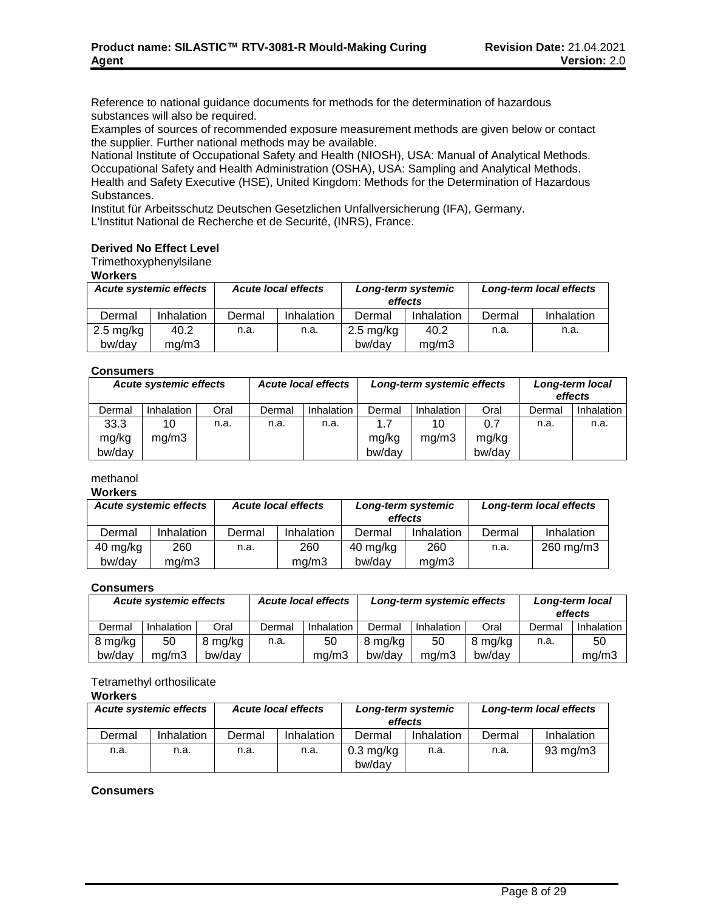Reference to national guidance documents for methods for the determination of hazardous substances will also be required.
Examples of sources of recommended exposure measurement methods are given below or contact the supplier. Further national methods may be available.
National Institute of Occupational Safety and Health (NIOSH), USA: Manual of Analytical Methods.
Occupational Safety and Health Administration (OSHA), USA: Sampling and Analytical Methods.
Health and Safety Executive (HSE), United Kingdom: Methods for the Determination of Hazardous Substances.
Institut für Arbeitsschutz Deutschen Gesetzlichen Unfallversicherung (IFA), Germany.
L'Institut National de Recherche et de Securité, (INRS), France.

**Derived No Effect Level**

Trimethoxyphenylsilane

**Workers**

| *Acute systemic effects* | | *Acute local effects* | | *Long-term systemic effects* | | *Long-term local effects* | |
|---|---|---|---|---|---|---|---|
| Dermal | Inhalation | Dermal | Inhalation | Dermal | Inhalation | Dermal | Inhalation |
| 2.5 mg/kg bw/day | 40.2 mg/m3 | n.a. | n.a. | 2.5 mg/kg bw/day | 40.2 mg/m3 | n.a. | n.a. |

**Consumers**

| *Acute systemic effects* | | | *Acute local effects* | | *Long-term systemic effects* | | | *Long-term local effects* | |
|---|---|---|---|---|---|---|---|---|---|
| Dermal | Inhalation | Oral | Dermal | Inhalation | Dermal | Inhalation | Oral | Dermal | Inhalation |
| 33.3 mg/kg bw/day | 10 mg/m3 | n.a. | n.a. | n.a. | 1.7 mg/kg bw/day | 10 mg/m3 | 0.7 mg/kg bw/day | n.a. | n.a. |

methanol

**Workers**

| *Acute systemic effects* | | *Acute local effects* | | *Long-term systemic effects* | | *Long-term local effects* | |
|---|---|---|---|---|---|---|---|
| Dermal | Inhalation | Dermal | Inhalation | Dermal | Inhalation | Dermal | Inhalation |
| 40 mg/kg bw/day | 260 mg/m3 | n.a. | 260 mg/m3 | 40 mg/kg bw/day | 260 mg/m3 | n.a. | 260 mg/m3 |

**Consumers**

| *Acute systemic effects* | | | *Acute local effects* | | *Long-term systemic effects* | | | *Long-term local effects* | |
|---|---|---|---|---|---|---|---|---|---|
| Dermal | Inhalation | Oral | Dermal | Inhalation | Dermal | Inhalation | Oral | Dermal | Inhalation |
| 8 mg/kg bw/day | 50 mg/m3 | 8 mg/kg bw/day | n.a. | 50 mg/m3 | 8 mg/kg bw/day | 50 mg/m3 | 8 mg/kg bw/day | n.a. | 50 mg/m3 |

Tetramethyl orthosilicate

**Workers**

| *Acute systemic effects* | | *Acute local effects* | | *Long-term systemic effects* | | *Long-term local effects* | |
|---|---|---|---|---|---|---|---|
| Dermal | Inhalation | Dermal | Inhalation | Dermal | Inhalation | Dermal | Inhalation |
| n.a. | n.a. | n.a. | n.a. | 0.3 mg/kg bw/day | n.a. | n.a. | 93 mg/m3 |

**Consumers**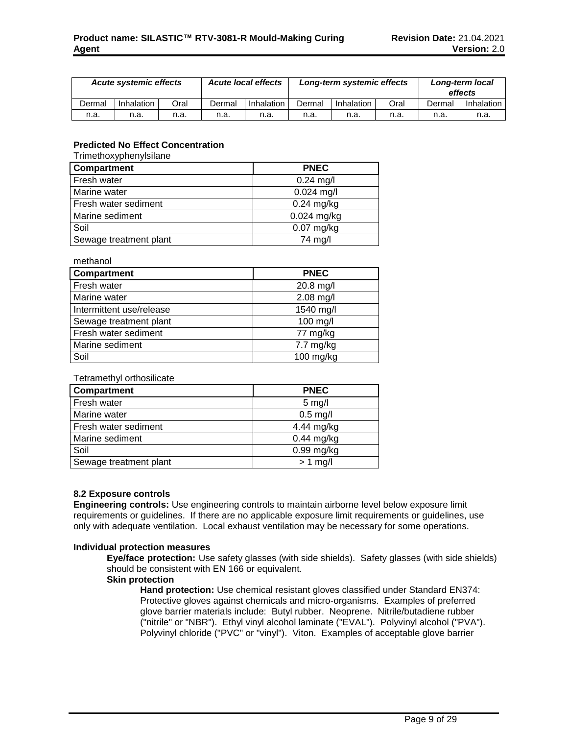| Acute systemic effects | | | Acute local effects | | Long-term systemic effects | | | Long-term local effects | |
|---|---|---|---|---|---|---|---|---|---|
| Dermal | Inhalation | Oral | Dermal | Inhalation | Dermal | Inhalation | Oral | Dermal | Inhalation |
| n.a. | n.a. | n.a. | n.a. | n.a. | n.a. | n.a. | n.a. | n.a. | n.a. |

**Predicted No Effect Concentration**

Trimethoxyphenylsilane

| Compartment | PNEC |
|---|---|
| Fresh water | 0.24 mg/l |
| Marine water | 0.024 mg/l |
| Fresh water sediment | 0.24 mg/kg |
| Marine sediment | 0.024 mg/kg |
| Soil | 0.07 mg/kg |
| Sewage treatment plant | 74 mg/l |

methanol

| Compartment | PNEC |
|---|---|
| Fresh water | 20.8 mg/l |
| Marine water | 2.08 mg/l |
| Intermittent use/release | 1540 mg/l |
| Sewage treatment plant | 100 mg/l |
| Fresh water sediment | 77 mg/kg |
| Marine sediment | 7.7 mg/kg |
| Soil | 100 mg/kg |

Tetramethyl orthosilicate

| Compartment | PNEC |
|---|---|
| Fresh water | 5 mg/l |
| Marine water | 0.5 mg/l |
| Fresh water sediment | 4.44 mg/kg |
| Marine sediment | 0.44 mg/kg |
| Soil | 0.99 mg/kg |
| Sewage treatment plant | > 1 mg/l |

**8.2 Exposure controls**

**Engineering controls:** Use engineering controls to maintain airborne level below exposure limit requirements or guidelines. If there are no applicable exposure limit requirements or guidelines, use only with adequate ventilation. Local exhaust ventilation may be necessary for some operations.

**Individual protection measures**

**Eye/face protection:** Use safety glasses (with side shields). Safety glasses (with side shields) should be consistent with EN 166 or equivalent.

**Skin protection**

**Hand protection:** Use chemical resistant gloves classified under Standard EN374: Protective gloves against chemicals and micro-organisms. Examples of preferred glove barrier materials include: Butyl rubber. Neoprene. Nitrile/butadiene rubber ("nitrile" or "NBR"). Ethyl vinyl alcohol laminate ("EVAL"). Polyvinyl alcohol ("PVA"). Polyvinyl chloride ("PVC" or "vinyl"). Viton. Examples of acceptable glove barrier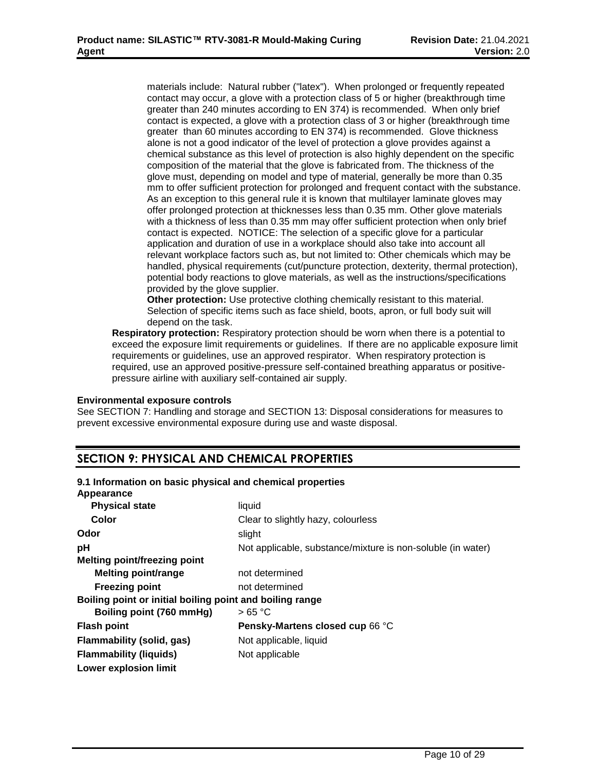materials include: Natural rubber ("latex"). When prolonged or frequently repeated contact may occur, a glove with a protection class of 5 or higher (breakthrough time greater than 240 minutes according to EN 374) is recommended. When only brief contact is expected, a glove with a protection class of 3 or higher (breakthrough time greater than 60 minutes according to EN 374) is recommended. Glove thickness alone is not a good indicator of the level of protection a glove provides against a chemical substance as this level of protection is also highly dependent on the specific composition of the material that the glove is fabricated from. The thickness of the glove must, depending on model and type of material, generally be more than 0.35 mm to offer sufficient protection for prolonged and frequent contact with the substance. As an exception to this general rule it is known that multilayer laminate gloves may offer prolonged protection at thicknesses less than 0.35 mm. Other glove materials with a thickness of less than 0.35 mm may offer sufficient protection when only brief contact is expected. NOTICE: The selection of a specific glove for a particular application and duration of use in a workplace should also take into account all relevant workplace factors such as, but not limited to: Other chemicals which may be handled, physical requirements (cut/puncture protection, dexterity, thermal protection), potential body reactions to glove materials, as well as the instructions/specifications provided by the glove supplier.

**Other protection:** Use protective clothing chemically resistant to this material. Selection of specific items such as face shield, boots, apron, or full body suit will depend on the task.

**Respiratory protection:** Respiratory protection should be worn when there is a potential to exceed the exposure limit requirements or guidelines. If there are no applicable exposure limit requirements or guidelines, use an approved respirator. When respiratory protection is required, use an approved positive-pressure self-contained breathing apparatus or positive-pressure airline with auxiliary self-contained air supply.

**Environmental exposure controls**

See SECTION 7: Handling and storage and SECTION 13: Disposal considerations for measures to prevent excessive environmental exposure during use and waste disposal.

## SECTION 9: PHYSICAL AND CHEMICAL PROPERTIES

**9.1 Information on basic physical and chemical properties**

**Appearance**

| | |
|---|---|
| **Physical state** | liquid |
| **Color** | Clear to slightly hazy, colourless |
| **Odor** | slight |
| **pH** | Not applicable, substance/mixture is non-soluble (in water) |
| **Melting point/freezing point** | |
| **Melting point/range** | not determined |
| **Freezing point** | not determined |
| **Boiling point or initial boiling point and boiling range** | |
| **Boiling point (760 mmHg)** | > 65 °C |
| **Flash point** | **Pensky-Martens closed cup** 66 °C |
| **Flammability (solid, gas)** | Not applicable, liquid |
| **Flammability (liquids)** | Not applicable |
| **Lower explosion limit** | |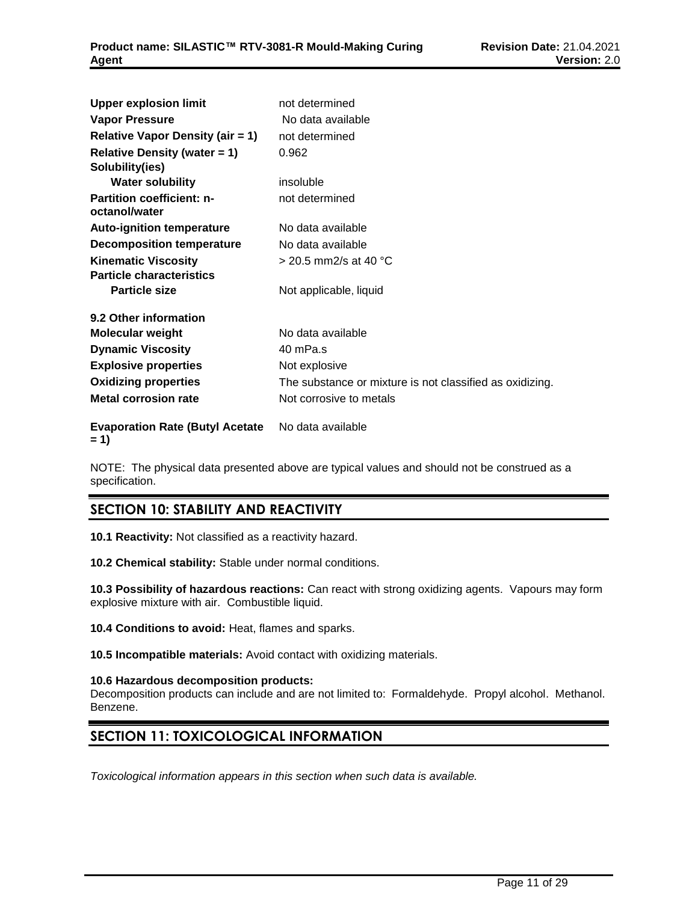| | |
|---|---|
| **Upper explosion limit** | not determined |
| **Vapor Pressure** | No data available |
| **Relative Vapor Density (air = 1)** | not determined |
| **Relative Density (water = 1)** | 0.962 |
| **Solubility(ies)** | |
| **Water solubility** | insoluble |
| **Partition coefficient: n-octanol/water** | not determined |
| **Auto-ignition temperature** | No data available |
| **Decomposition temperature** | No data available |
| **Kinematic Viscosity** | > 20.5 mm2/s at 40 °C |
| **Particle characteristics** | |
| **Particle size** | Not applicable, liquid |

**9.2 Other information**

| | |
|---|---|
| **Molecular weight** | No data available |
| **Dynamic Viscosity** | 40 mPa.s |
| **Explosive properties** | Not explosive |
| **Oxidizing properties** | The substance or mixture is not classified as oxidizing. |
| **Metal corrosion rate** | Not corrosive to metals |
| **Evaporation Rate (Butyl Acetate = 1)** | No data available |

NOTE: The physical data presented above are typical values and should not be construed as a specification.

## SECTION 10: STABILITY AND REACTIVITY

**10.1 Reactivity:** Not classified as a reactivity hazard.

**10.2 Chemical stability:** Stable under normal conditions.

**10.3 Possibility of hazardous reactions:** Can react with strong oxidizing agents. Vapours may form explosive mixture with air. Combustible liquid.

**10.4 Conditions to avoid:** Heat, flames and sparks.

**10.5 Incompatible materials:** Avoid contact with oxidizing materials.

**10.6 Hazardous decomposition products:**
Decomposition products can include and are not limited to: Formaldehyde. Propyl alcohol. Methanol. Benzene.

## SECTION 11: TOXICOLOGICAL INFORMATION

*Toxicological information appears in this section when such data is available.*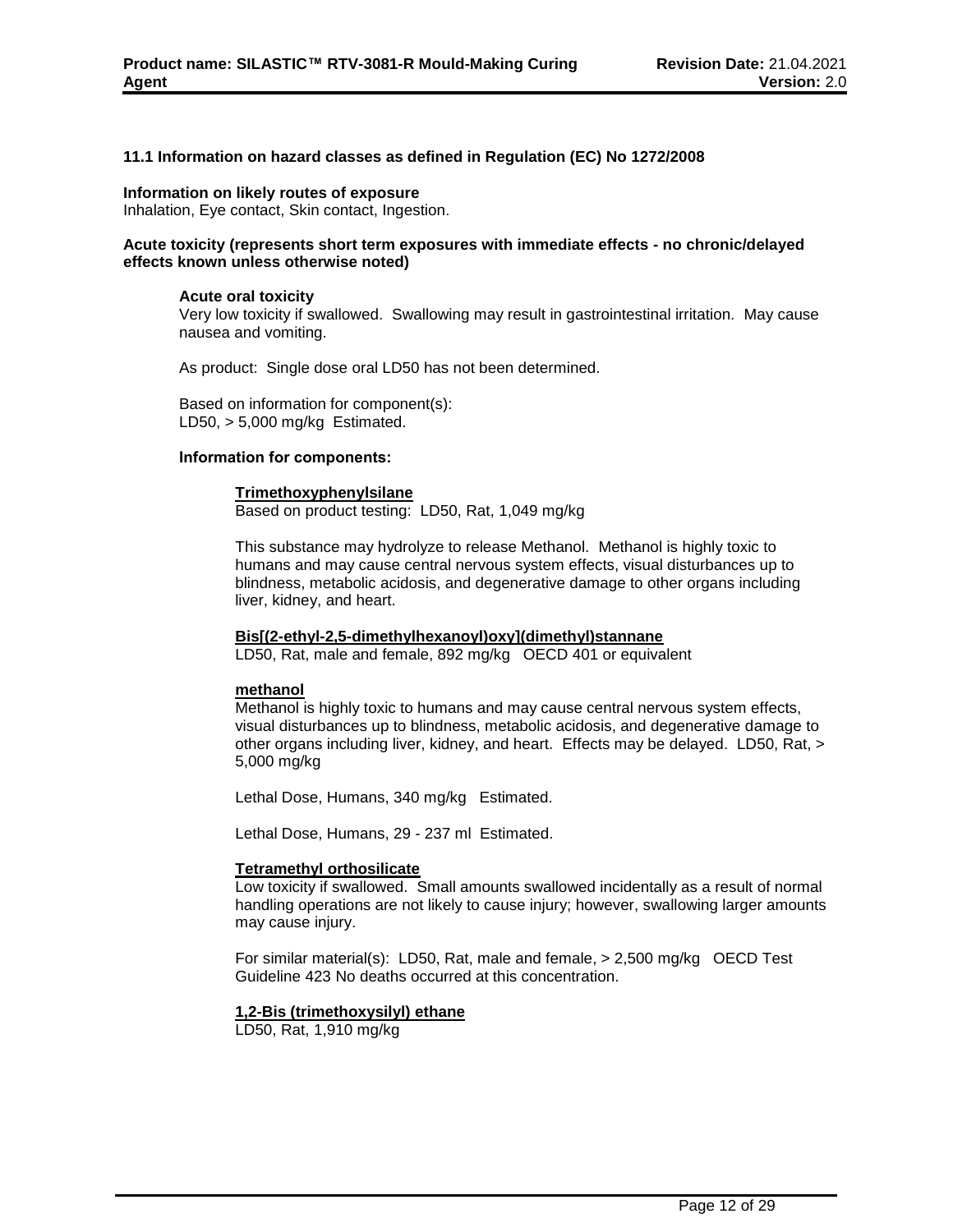### 11.1 Information on hazard classes as defined in Regulation (EC) No 1272/2008

**Information on likely routes of exposure**
Inhalation, Eye contact, Skin contact, Ingestion.

**Acute toxicity (represents short term exposures with immediate effects - no chronic/delayed effects known unless otherwise noted)**

**Acute oral toxicity**
Very low toxicity if swallowed. Swallowing may result in gastrointestinal irritation. May cause nausea and vomiting.

As product: Single dose oral LD50 has not been determined.

Based on information for component(s):
LD50, > 5,000 mg/kg Estimated.

**Information for components:**

**Trimethoxyphenylsilane**
Based on product testing: LD50, Rat, 1,049 mg/kg

This substance may hydrolyze to release Methanol. Methanol is highly toxic to humans and may cause central nervous system effects, visual disturbances up to blindness, metabolic acidosis, and degenerative damage to other organs including liver, kidney, and heart.

**Bis[(2-ethyl-2,5-dimethylhexanoyl)oxy](dimethyl)stannane**
LD50, Rat, male and female, 892 mg/kg OECD 401 or equivalent

**methanol**
Methanol is highly toxic to humans and may cause central nervous system effects, visual disturbances up to blindness, metabolic acidosis, and degenerative damage to other organs including liver, kidney, and heart. Effects may be delayed. LD50, Rat, > 5,000 mg/kg

Lethal Dose, Humans, 340 mg/kg Estimated.

Lethal Dose, Humans, 29 - 237 ml Estimated.

**Tetramethyl orthosilicate**
Low toxicity if swallowed. Small amounts swallowed incidentally as a result of normal handling operations are not likely to cause injury; however, swallowing larger amounts may cause injury.

For similar material(s): LD50, Rat, male and female, > 2,500 mg/kg OECD Test Guideline 423 No deaths occurred at this concentration.

**1,2-Bis (trimethoxysilyl) ethane**
LD50, Rat, 1,910 mg/kg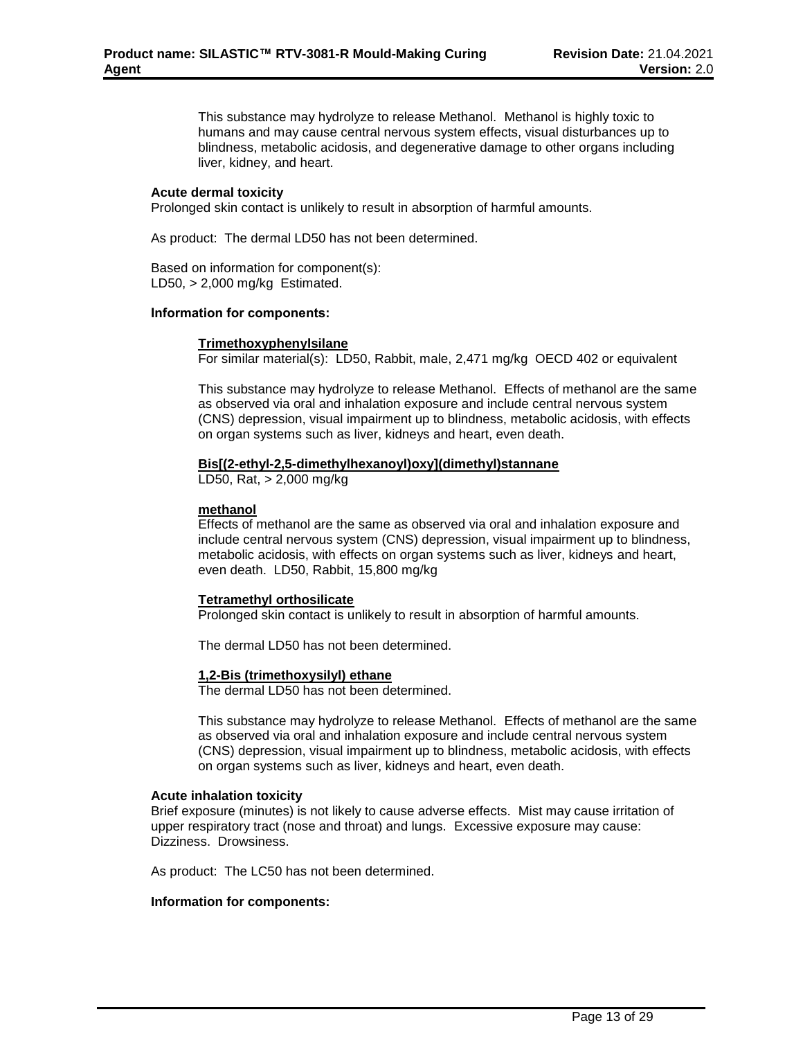This substance may hydrolyze to release Methanol. Methanol is highly toxic to humans and may cause central nervous system effects, visual disturbances up to blindness, metabolic acidosis, and degenerative damage to other organs including liver, kidney, and heart.

**Acute dermal toxicity**

Prolonged skin contact is unlikely to result in absorption of harmful amounts.

As product: The dermal LD50 has not been determined.

Based on information for component(s):
LD50, > 2,000 mg/kg Estimated.

**Information for components:**

**Trimethoxyphenylsilane**

For similar material(s): LD50, Rabbit, male, 2,471 mg/kg OECD 402 or equivalent

This substance may hydrolyze to release Methanol. Effects of methanol are the same as observed via oral and inhalation exposure and include central nervous system (CNS) depression, visual impairment up to blindness, metabolic acidosis, with effects on organ systems such as liver, kidneys and heart, even death.

**Bis[(2-ethyl-2,5-dimethylhexanoyl)oxy](dimethyl)stannane**

LD50, Rat, > 2,000 mg/kg

**methanol**

Effects of methanol are the same as observed via oral and inhalation exposure and include central nervous system (CNS) depression, visual impairment up to blindness, metabolic acidosis, with effects on organ systems such as liver, kidneys and heart, even death. LD50, Rabbit, 15,800 mg/kg

**Tetramethyl orthosilicate**

Prolonged skin contact is unlikely to result in absorption of harmful amounts.

The dermal LD50 has not been determined.

**1,2-Bis (trimethoxysilyl) ethane**

The dermal LD50 has not been determined.

This substance may hydrolyze to release Methanol. Effects of methanol are the same as observed via oral and inhalation exposure and include central nervous system (CNS) depression, visual impairment up to blindness, metabolic acidosis, with effects on organ systems such as liver, kidneys and heart, even death.

**Acute inhalation toxicity**

Brief exposure (minutes) is not likely to cause adverse effects. Mist may cause irritation of upper respiratory tract (nose and throat) and lungs. Excessive exposure may cause: Dizziness. Drowsiness.

As product: The LC50 has not been determined.

**Information for components:**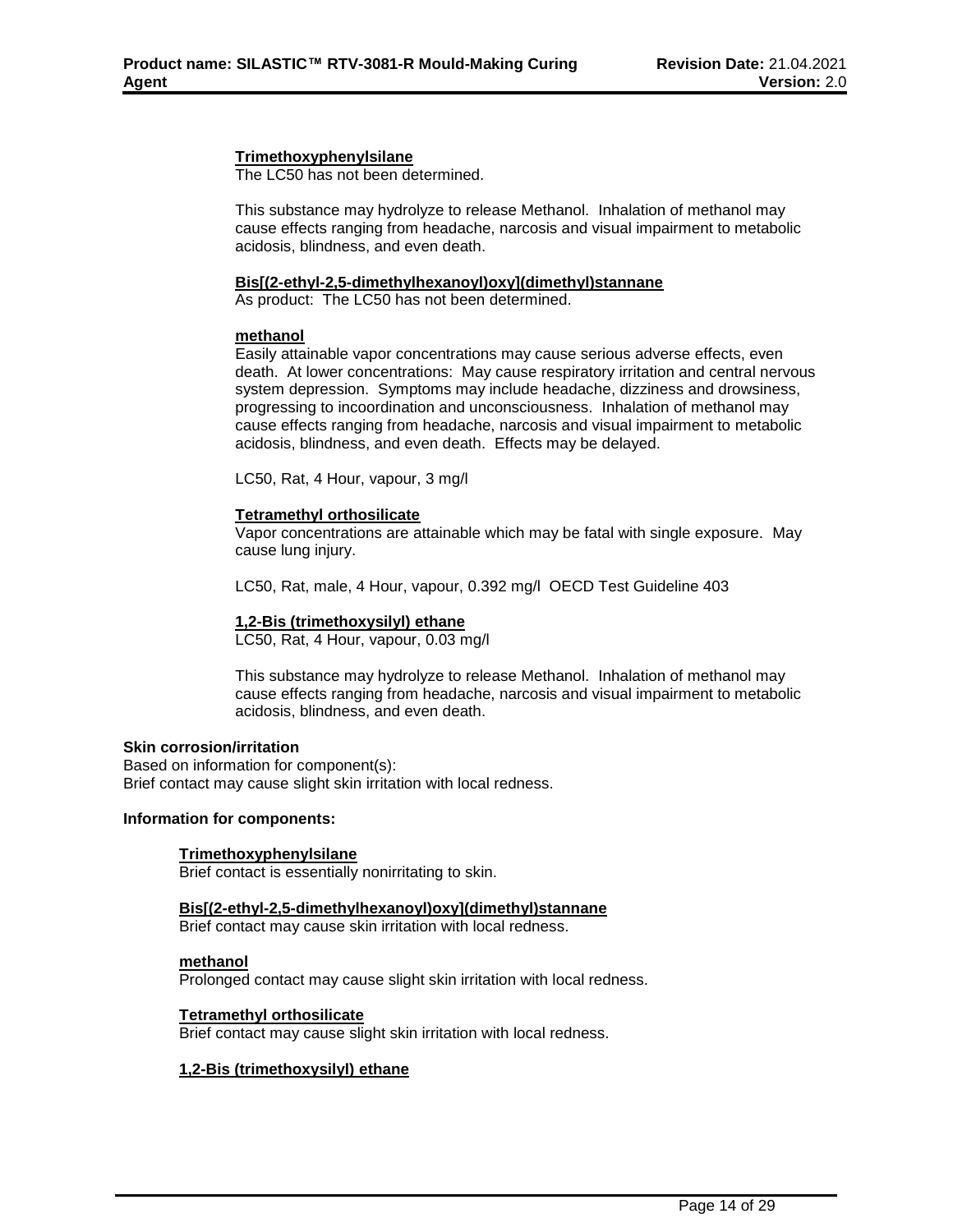**Trimethoxyphenylsilane**

The LC50 has not been determined.

This substance may hydrolyze to release Methanol. Inhalation of methanol may cause effects ranging from headache, narcosis and visual impairment to metabolic acidosis, blindness, and even death.

**Bis[(2-ethyl-2,5-dimethylhexanoyl)oxy](dimethyl)stannane**

As product: The LC50 has not been determined.

**methanol**

Easily attainable vapor concentrations may cause serious adverse effects, even death. At lower concentrations: May cause respiratory irritation and central nervous system depression. Symptoms may include headache, dizziness and drowsiness, progressing to incoordination and unconsciousness. Inhalation of methanol may cause effects ranging from headache, narcosis and visual impairment to metabolic acidosis, blindness, and even death. Effects may be delayed.

LC50, Rat, 4 Hour, vapour, 3 mg/l

**Tetramethyl orthosilicate**

Vapor concentrations are attainable which may be fatal with single exposure. May cause lung injury.

LC50, Rat, male, 4 Hour, vapour, 0.392 mg/l OECD Test Guideline 403

**1,2-Bis (trimethoxysilyl) ethane**

LC50, Rat, 4 Hour, vapour, 0.03 mg/l

This substance may hydrolyze to release Methanol. Inhalation of methanol may cause effects ranging from headache, narcosis and visual impairment to metabolic acidosis, blindness, and even death.

**Skin corrosion/irritation**

Based on information for component(s):
Brief contact may cause slight skin irritation with local redness.

**Information for components:**

**Trimethoxyphenylsilane**

Brief contact is essentially nonirritating to skin.

**Bis[(2-ethyl-2,5-dimethylhexanoyl)oxy](dimethyl)stannane**

Brief contact may cause skin irritation with local redness.

**methanol**

Prolonged contact may cause slight skin irritation with local redness.

**Tetramethyl orthosilicate**

Brief contact may cause slight skin irritation with local redness.

**1,2-Bis (trimethoxysilyl) ethane**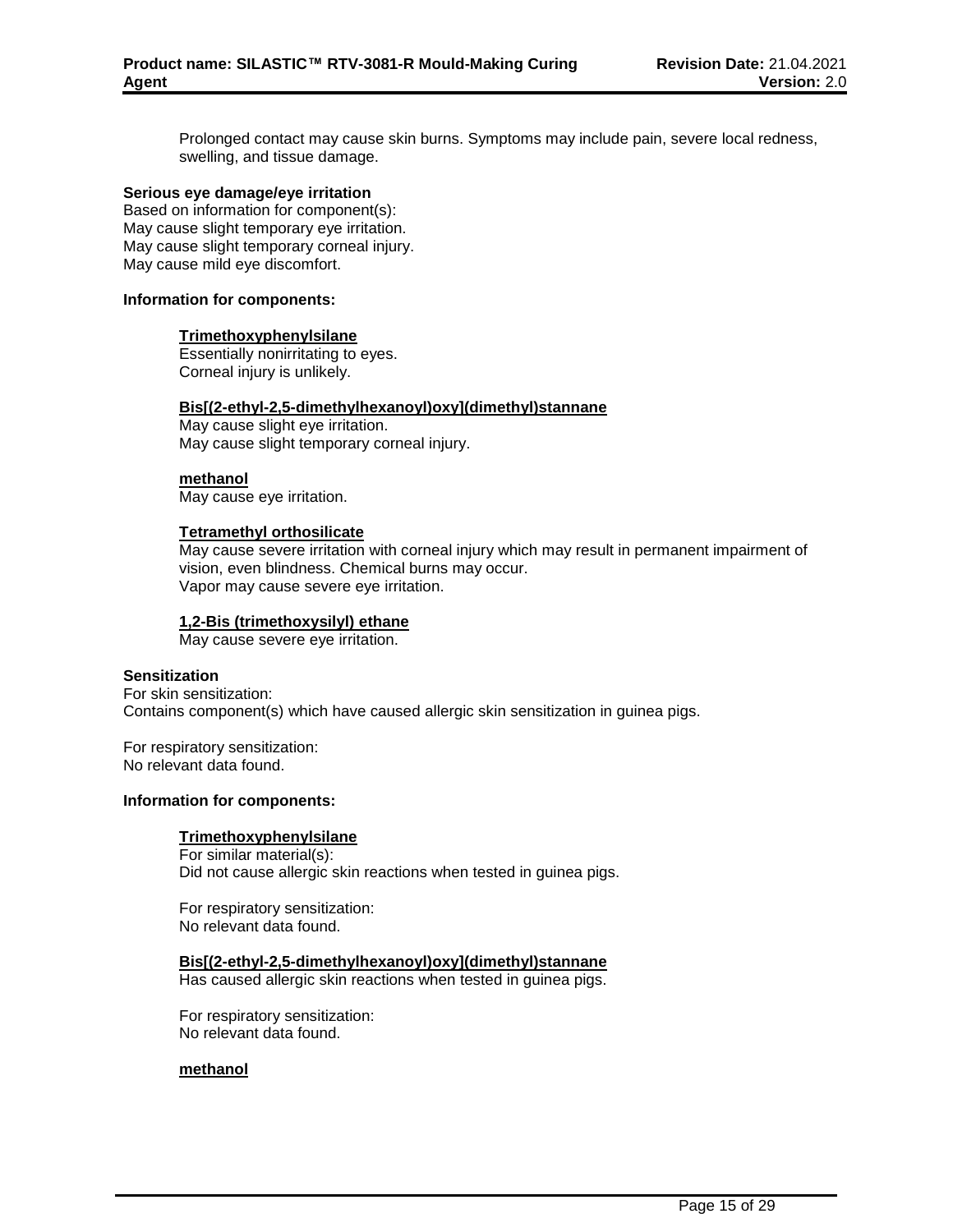Prolonged contact may cause skin burns. Symptoms may include pain, severe local redness, swelling, and tissue damage.

**Serious eye damage/eye irritation**

Based on information for component(s):
May cause slight temporary eye irritation.
May cause slight temporary corneal injury.
May cause mild eye discomfort.

**Information for components:**

**Trimethoxyphenylsilane**

Essentially nonirritating to eyes.
Corneal injury is unlikely.

**Bis[(2-ethyl-2,5-dimethylhexanoyl)oxy](dimethyl)stannane**

May cause slight eye irritation.
May cause slight temporary corneal injury.

**methanol**

May cause eye irritation.

**Tetramethyl orthosilicate**

May cause severe irritation with corneal injury which may result in permanent impairment of vision, even blindness. Chemical burns may occur.
Vapor may cause severe eye irritation.

**1,2-Bis (trimethoxysilyl) ethane**

May cause severe eye irritation.

**Sensitization**

For skin sensitization:
Contains component(s) which have caused allergic skin sensitization in guinea pigs.

For respiratory sensitization:
No relevant data found.

**Information for components:**

**Trimethoxyphenylsilane**

For similar material(s):
Did not cause allergic skin reactions when tested in guinea pigs.

For respiratory sensitization:
No relevant data found.

**Bis[(2-ethyl-2,5-dimethylhexanoyl)oxy](dimethyl)stannane**

Has caused allergic skin reactions when tested in guinea pigs.

For respiratory sensitization:
No relevant data found.

**methanol**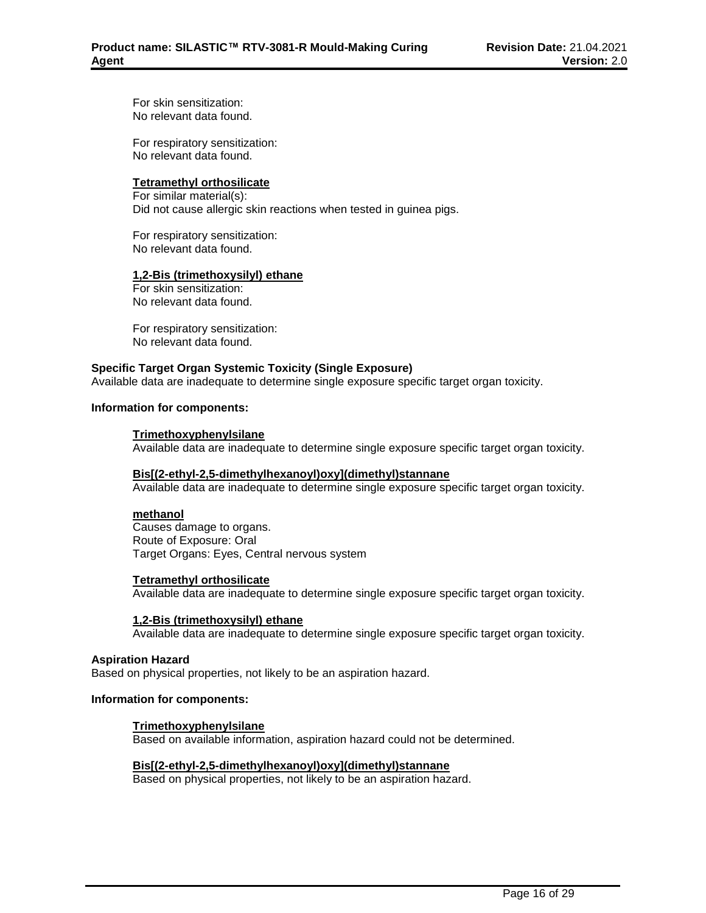For skin sensitization:
No relevant data found.

For respiratory sensitization:
No relevant data found.

**Tetramethyl orthosilicate**

For similar material(s):
Did not cause allergic skin reactions when tested in guinea pigs.

For respiratory sensitization:
No relevant data found.

**1,2-Bis (trimethoxysilyl) ethane**

For skin sensitization:
No relevant data found.

For respiratory sensitization:
No relevant data found.

**Specific Target Organ Systemic Toxicity (Single Exposure)**

Available data are inadequate to determine single exposure specific target organ toxicity.

**Information for components:**

**Trimethoxyphenylsilane**

Available data are inadequate to determine single exposure specific target organ toxicity.

**Bis[(2-ethyl-2,5-dimethylhexanoyl)oxy](dimethyl)stannane**

Available data are inadequate to determine single exposure specific target organ toxicity.

**methanol**

Causes damage to organs.
Route of Exposure: Oral
Target Organs: Eyes, Central nervous system

**Tetramethyl orthosilicate**

Available data are inadequate to determine single exposure specific target organ toxicity.

**1,2-Bis (trimethoxysilyl) ethane**

Available data are inadequate to determine single exposure specific target organ toxicity.

**Aspiration Hazard**

Based on physical properties, not likely to be an aspiration hazard.

**Information for components:**

**Trimethoxyphenylsilane**

Based on available information, aspiration hazard could not be determined.

**Bis[(2-ethyl-2,5-dimethylhexanoyl)oxy](dimethyl)stannane**

Based on physical properties, not likely to be an aspiration hazard.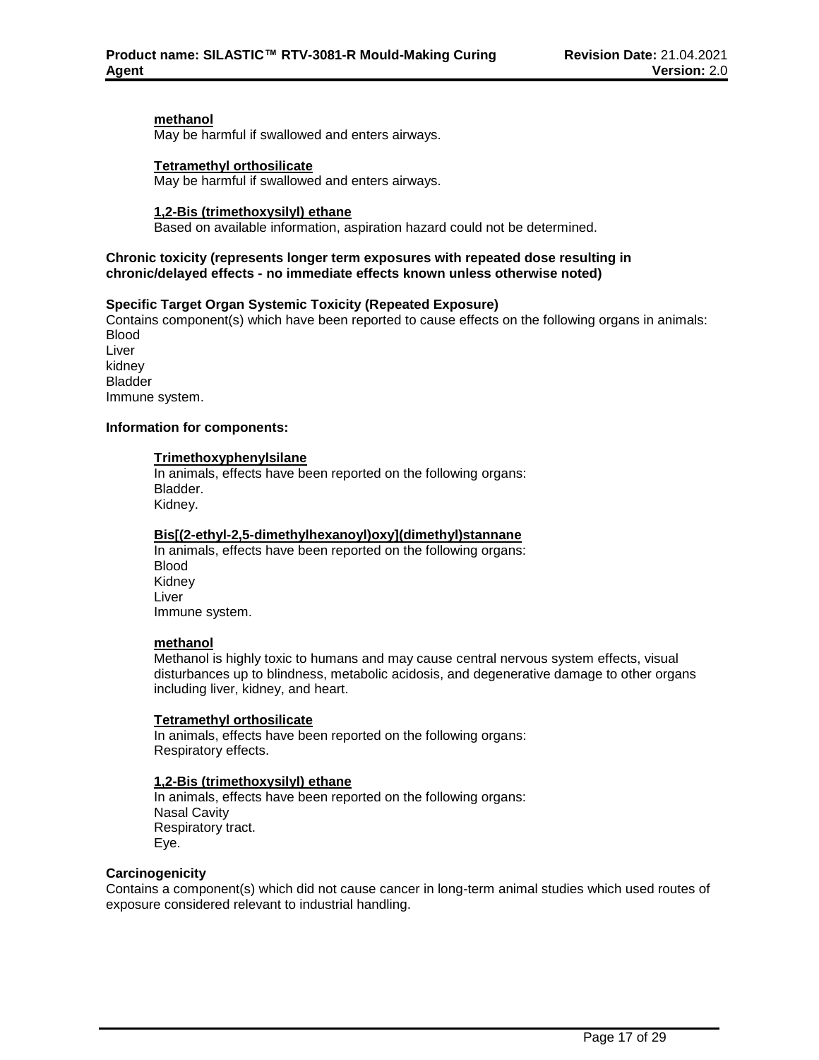**methanol**
May be harmful if swallowed and enters airways.

**Tetramethyl orthosilicate**
May be harmful if swallowed and enters airways.

**1,2-Bis (trimethoxysilyl) ethane**
Based on available information, aspiration hazard could not be determined.

**Chronic toxicity (represents longer term exposures with repeated dose resulting in chronic/delayed effects - no immediate effects known unless otherwise noted)**

**Specific Target Organ Systemic Toxicity (Repeated Exposure)**
Contains component(s) which have been reported to cause effects on the following organs in animals:
Blood
Liver
kidney
Bladder
Immune system.

**Information for components:**

**Trimethoxyphenylsilane**
In animals, effects have been reported on the following organs:
Bladder.
Kidney.

**Bis[(2-ethyl-2,5-dimethylhexanoyl)oxy](dimethyl)stannane**
In animals, effects have been reported on the following organs:
Blood
Kidney
Liver
Immune system.

**methanol**
Methanol is highly toxic to humans and may cause central nervous system effects, visual disturbances up to blindness, metabolic acidosis, and degenerative damage to other organs including liver, kidney, and heart.

**Tetramethyl orthosilicate**
In animals, effects have been reported on the following organs:
Respiratory effects.

**1,2-Bis (trimethoxysilyl) ethane**
In animals, effects have been reported on the following organs:
Nasal Cavity
Respiratory tract.
Eye.

**Carcinogenicity**
Contains a component(s) which did not cause cancer in long-term animal studies which used routes of exposure considered relevant to industrial handling.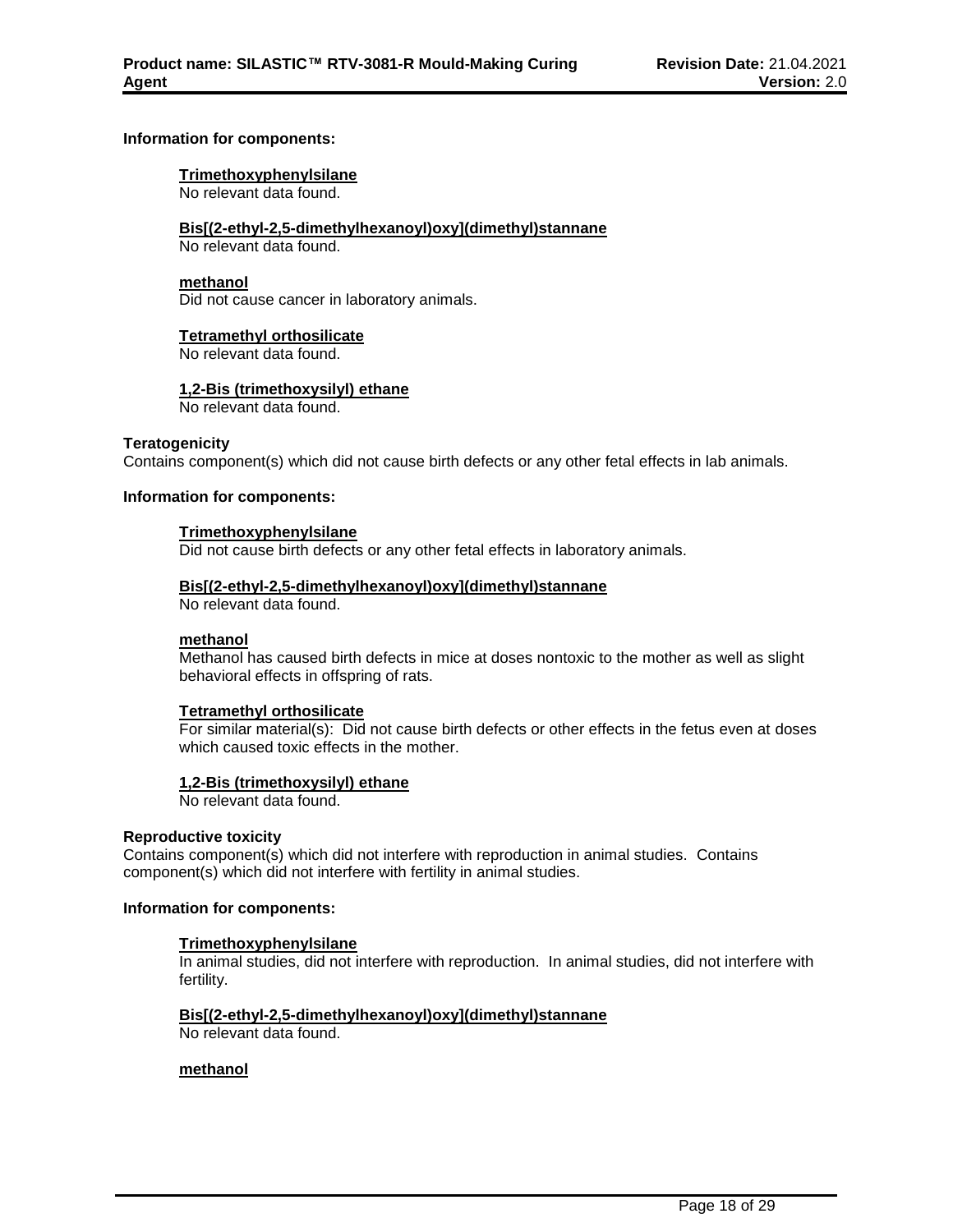**Information for components:**

**Trimethoxyphenylsilane**
No relevant data found.

**Bis[(2-ethyl-2,5-dimethylhexanoyl)oxy](dimethyl)stannane**
No relevant data found.

**methanol**
Did not cause cancer in laboratory animals.

**Tetramethyl orthosilicate**
No relevant data found.

**1,2-Bis (trimethoxysilyl) ethane**
No relevant data found.

**Teratogenicity**
Contains component(s) which did not cause birth defects or any other fetal effects in lab animals.

**Information for components:**

**Trimethoxyphenylsilane**
Did not cause birth defects or any other fetal effects in laboratory animals.

**Bis[(2-ethyl-2,5-dimethylhexanoyl)oxy](dimethyl)stannane**
No relevant data found.

**methanol**
Methanol has caused birth defects in mice at doses nontoxic to the mother as well as slight behavioral effects in offspring of rats.

**Tetramethyl orthosilicate**
For similar material(s): Did not cause birth defects or other effects in the fetus even at doses which caused toxic effects in the mother.

**1,2-Bis (trimethoxysilyl) ethane**
No relevant data found.

**Reproductive toxicity**
Contains component(s) which did not interfere with reproduction in animal studies. Contains component(s) which did not interfere with fertility in animal studies.

**Information for components:**

**Trimethoxyphenylsilane**
In animal studies, did not interfere with reproduction. In animal studies, did not interfere with fertility.

**Bis[(2-ethyl-2,5-dimethylhexanoyl)oxy](dimethyl)stannane**
No relevant data found.

**methanol**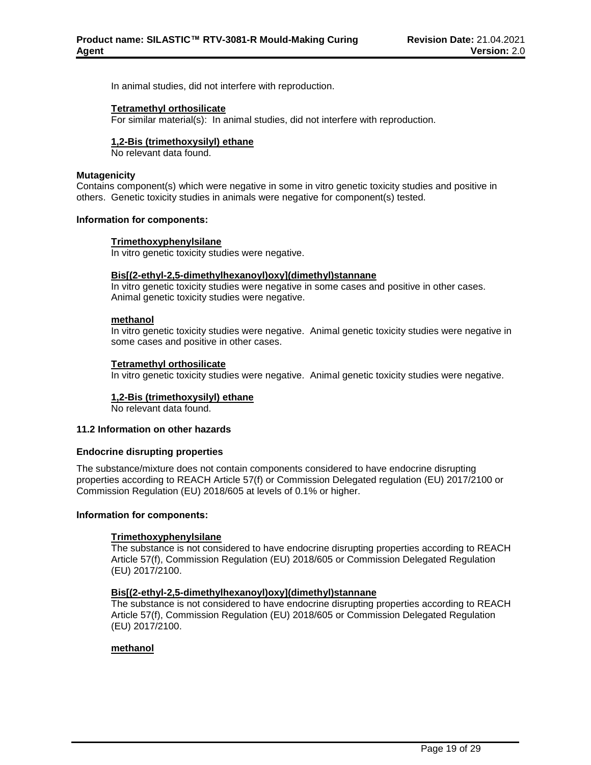In animal studies, did not interfere with reproduction.

**Tetramethyl orthosilicate**

For similar material(s): In animal studies, did not interfere with reproduction.

**1,2-Bis (trimethoxysilyl) ethane**

No relevant data found.

**Mutagenicity**

Contains component(s) which were negative in some in vitro genetic toxicity studies and positive in others. Genetic toxicity studies in animals were negative for component(s) tested.

**Information for components:**

**Trimethoxyphenylsilane**

In vitro genetic toxicity studies were negative.

**Bis[(2-ethyl-2,5-dimethylhexanoyl)oxy](dimethyl)stannane**

In vitro genetic toxicity studies were negative in some cases and positive in other cases. Animal genetic toxicity studies were negative.

**methanol**

In vitro genetic toxicity studies were negative. Animal genetic toxicity studies were negative in some cases and positive in other cases.

**Tetramethyl orthosilicate**

In vitro genetic toxicity studies were negative. Animal genetic toxicity studies were negative.

**1,2-Bis (trimethoxysilyl) ethane**

No relevant data found.

### 11.2 Information on other hazards

**Endocrine disrupting properties**

The substance/mixture does not contain components considered to have endocrine disrupting properties according to REACH Article 57(f) or Commission Delegated regulation (EU) 2017/2100 or Commission Regulation (EU) 2018/605 at levels of 0.1% or higher.

**Information for components:**

**Trimethoxyphenylsilane**

The substance is not considered to have endocrine disrupting properties according to REACH Article 57(f), Commission Regulation (EU) 2018/605 or Commission Delegated Regulation (EU) 2017/2100.

**Bis[(2-ethyl-2,5-dimethylhexanoyl)oxy](dimethyl)stannane**

The substance is not considered to have endocrine disrupting properties according to REACH Article 57(f), Commission Regulation (EU) 2018/605 or Commission Delegated Regulation (EU) 2017/2100.

**methanol**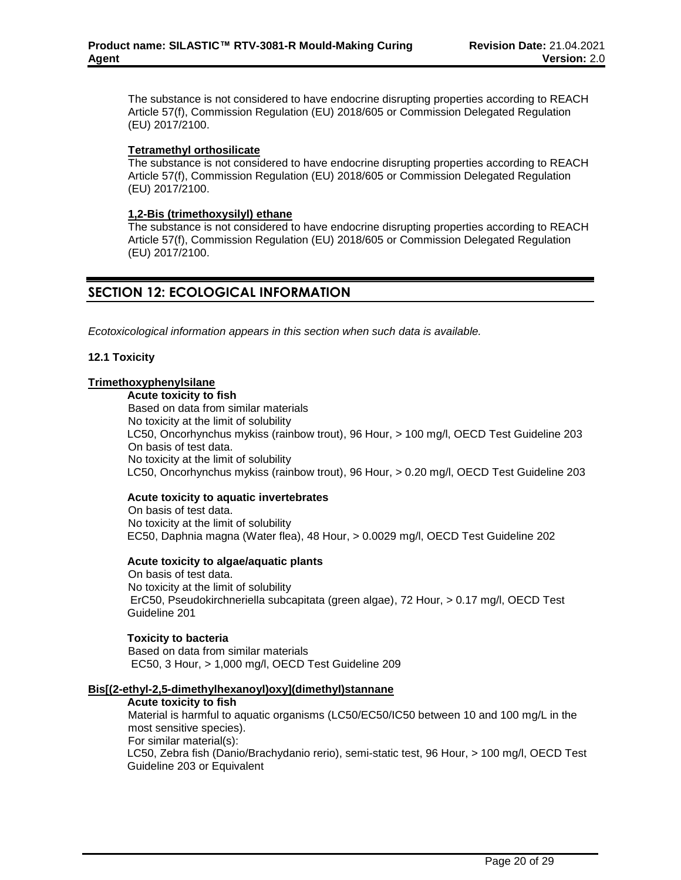The substance is not considered to have endocrine disrupting properties according to REACH Article 57(f), Commission Regulation (EU) 2018/605 or Commission Delegated Regulation (EU) 2017/2100.

**Tetramethyl orthosilicate**
The substance is not considered to have endocrine disrupting properties according to REACH Article 57(f), Commission Regulation (EU) 2018/605 or Commission Delegated Regulation (EU) 2017/2100.

**1,2-Bis (trimethoxysilyl) ethane**
The substance is not considered to have endocrine disrupting properties according to REACH Article 57(f), Commission Regulation (EU) 2018/605 or Commission Delegated Regulation (EU) 2017/2100.

## SECTION 12: ECOLOGICAL INFORMATION

*Ecotoxicological information appears in this section when such data is available.*

**12.1 Toxicity**

**Trimethoxyphenylsilane**

**Acute toxicity to fish**
Based on data from similar materials
No toxicity at the limit of solubility
LC50, Oncorhynchus mykiss (rainbow trout), 96 Hour, > 100 mg/l, OECD Test Guideline 203
On basis of test data.
No toxicity at the limit of solubility
LC50, Oncorhynchus mykiss (rainbow trout), 96 Hour, > 0.20 mg/l, OECD Test Guideline 203

**Acute toxicity to aquatic invertebrates**
On basis of test data.
No toxicity at the limit of solubility
EC50, Daphnia magna (Water flea), 48 Hour, > 0.0029 mg/l, OECD Test Guideline 202

**Acute toxicity to algae/aquatic plants**
On basis of test data.
No toxicity at the limit of solubility
ErC50, Pseudokirchneriella subcapitata (green algae), 72 Hour, > 0.17 mg/l, OECD Test Guideline 201

**Toxicity to bacteria**
Based on data from similar materials
EC50, 3 Hour, > 1,000 mg/l, OECD Test Guideline 209

**Bis[(2-ethyl-2,5-dimethylhexanoyl)oxy](dimethyl)stannane**

**Acute toxicity to fish**
Material is harmful to aquatic organisms (LC50/EC50/IC50 between 10 and 100 mg/L in the most sensitive species).
For similar material(s):
LC50, Zebra fish (Danio/Brachydanio rerio), semi-static test, 96 Hour, > 100 mg/l, OECD Test Guideline 203 or Equivalent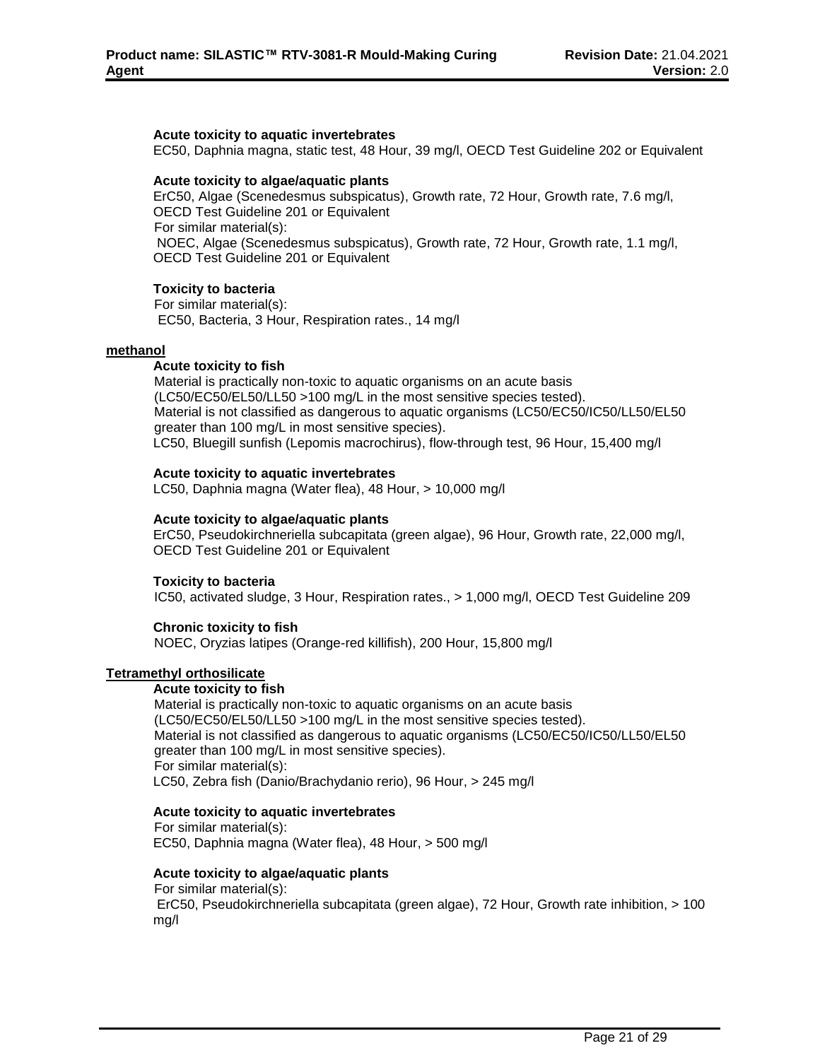**Acute toxicity to aquatic invertebrates**

EC50, Daphnia magna, static test, 48 Hour, 39 mg/l, OECD Test Guideline 202 or Equivalent

**Acute toxicity to algae/aquatic plants**

ErC50, Algae (Scenedesmus subspicatus), Growth rate, 72 Hour, Growth rate, 7.6 mg/l, OECD Test Guideline 201 or Equivalent
For similar material(s):
NOEC, Algae (Scenedesmus subspicatus), Growth rate, 72 Hour, Growth rate, 1.1 mg/l, OECD Test Guideline 201 or Equivalent

**Toxicity to bacteria**

For similar material(s):
EC50, Bacteria, 3 Hour, Respiration rates., 14 mg/l

## methanol

**Acute toxicity to fish**

Material is practically non-toxic to aquatic organisms on an acute basis (LC50/EC50/EL50/LL50 >100 mg/L in the most sensitive species tested).
Material is not classified as dangerous to aquatic organisms (LC50/EC50/IC50/LL50/EL50 greater than 100 mg/L in most sensitive species).
LC50, Bluegill sunfish (Lepomis macrochirus), flow-through test, 96 Hour, 15,400 mg/l

**Acute toxicity to aquatic invertebrates**

LC50, Daphnia magna (Water flea), 48 Hour, > 10,000 mg/l

**Acute toxicity to algae/aquatic plants**

ErC50, Pseudokirchneriella subcapitata (green algae), 96 Hour, Growth rate, 22,000 mg/l, OECD Test Guideline 201 or Equivalent

**Toxicity to bacteria**

IC50, activated sludge, 3 Hour, Respiration rates., > 1,000 mg/l, OECD Test Guideline 209

**Chronic toxicity to fish**

NOEC, Oryzias latipes (Orange-red killifish), 200 Hour, 15,800 mg/l

## Tetramethyl orthosilicate

**Acute toxicity to fish**

Material is practically non-toxic to aquatic organisms on an acute basis (LC50/EC50/EL50/LL50 >100 mg/L in the most sensitive species tested).
Material is not classified as dangerous to aquatic organisms (LC50/EC50/IC50/LL50/EL50 greater than 100 mg/L in most sensitive species).
For similar material(s):
LC50, Zebra fish (Danio/Brachydanio rerio), 96 Hour, > 245 mg/l

**Acute toxicity to aquatic invertebrates**

For similar material(s):
EC50, Daphnia magna (Water flea), 48 Hour, > 500 mg/l

**Acute toxicity to algae/aquatic plants**

For similar material(s):
ErC50, Pseudokirchneriella subcapitata (green algae), 72 Hour, Growth rate inhibition, > 100 mg/l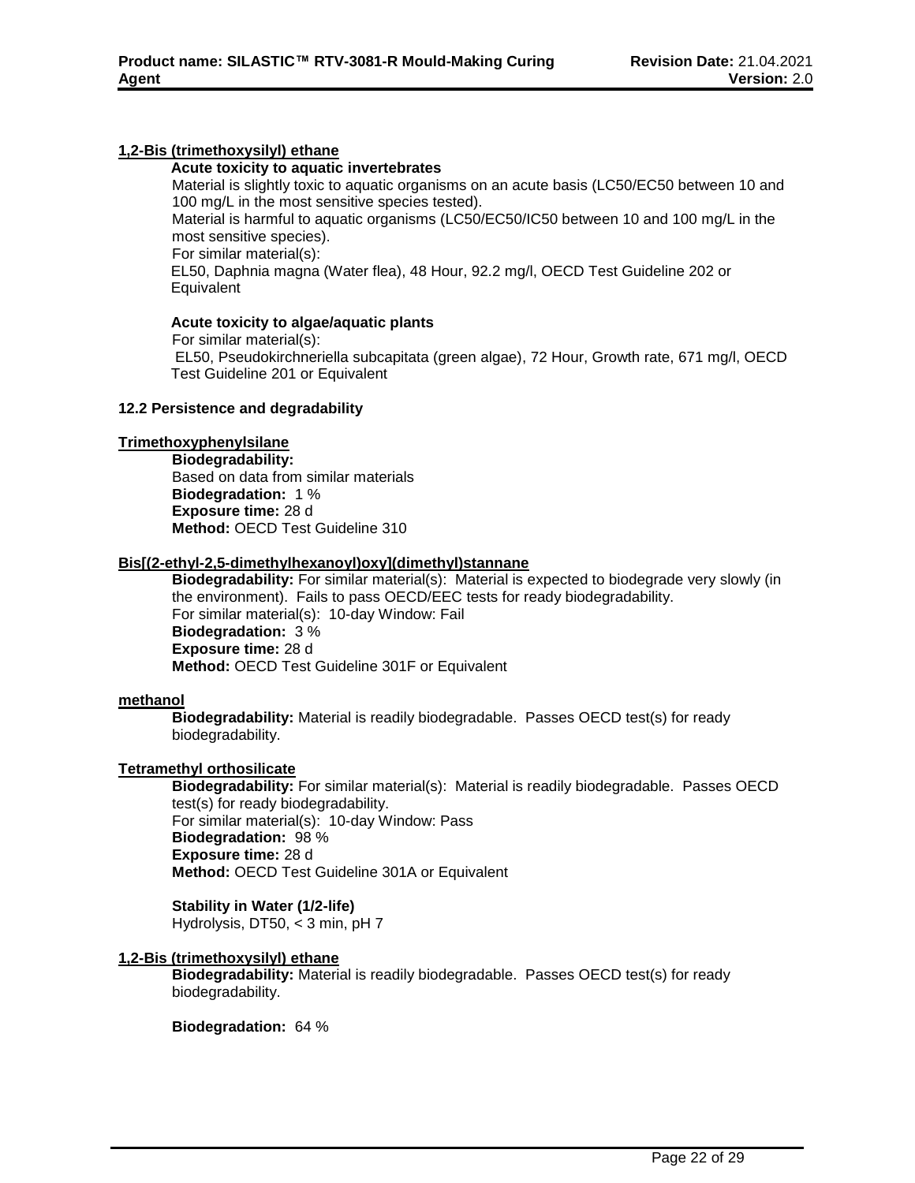**1,2-Bis (trimethoxysilyl) ethane**

**Acute toxicity to aquatic invertebrates**

Material is slightly toxic to aquatic organisms on an acute basis (LC50/EC50 between 10 and 100 mg/L in the most sensitive species tested).

Material is harmful to aquatic organisms (LC50/EC50/IC50 between 10 and 100 mg/L in the most sensitive species).

For similar material(s):

EL50, Daphnia magna (Water flea), 48 Hour, 92.2 mg/l, OECD Test Guideline 202 or Equivalent

**Acute toxicity to algae/aquatic plants**

For similar material(s):

EL50, Pseudokirchneriella subcapitata (green algae), 72 Hour, Growth rate, 671 mg/l, OECD Test Guideline 201 or Equivalent

**12.2 Persistence and degradability**

**Trimethoxyphenylsilane**

**Biodegradability:**
Based on data from similar materials
**Biodegradation:** 1 %
**Exposure time:** 28 d
**Method:** OECD Test Guideline 310

**Bis[(2-ethyl-2,5-dimethylhexanoyl)oxy](dimethyl)stannane**

**Biodegradability:** For similar material(s): Material is expected to biodegrade very slowly (in the environment). Fails to pass OECD/EEC tests for ready biodegradability.
For similar material(s): 10-day Window: Fail
**Biodegradation:** 3 %
**Exposure time:** 28 d
**Method:** OECD Test Guideline 301F or Equivalent

**methanol**

**Biodegradability:** Material is readily biodegradable. Passes OECD test(s) for ready biodegradability.

**Tetramethyl orthosilicate**

**Biodegradability:** For similar material(s): Material is readily biodegradable. Passes OECD test(s) for ready biodegradability.
For similar material(s): 10-day Window: Pass
**Biodegradation:** 98 %
**Exposure time:** 28 d
**Method:** OECD Test Guideline 301A or Equivalent

**Stability in Water (1/2-life)**
Hydrolysis, DT50, < 3 min, pH 7

**1,2-Bis (trimethoxysilyl) ethane**

**Biodegradability:** Material is readily biodegradable. Passes OECD test(s) for ready biodegradability.

**Biodegradation:** 64 %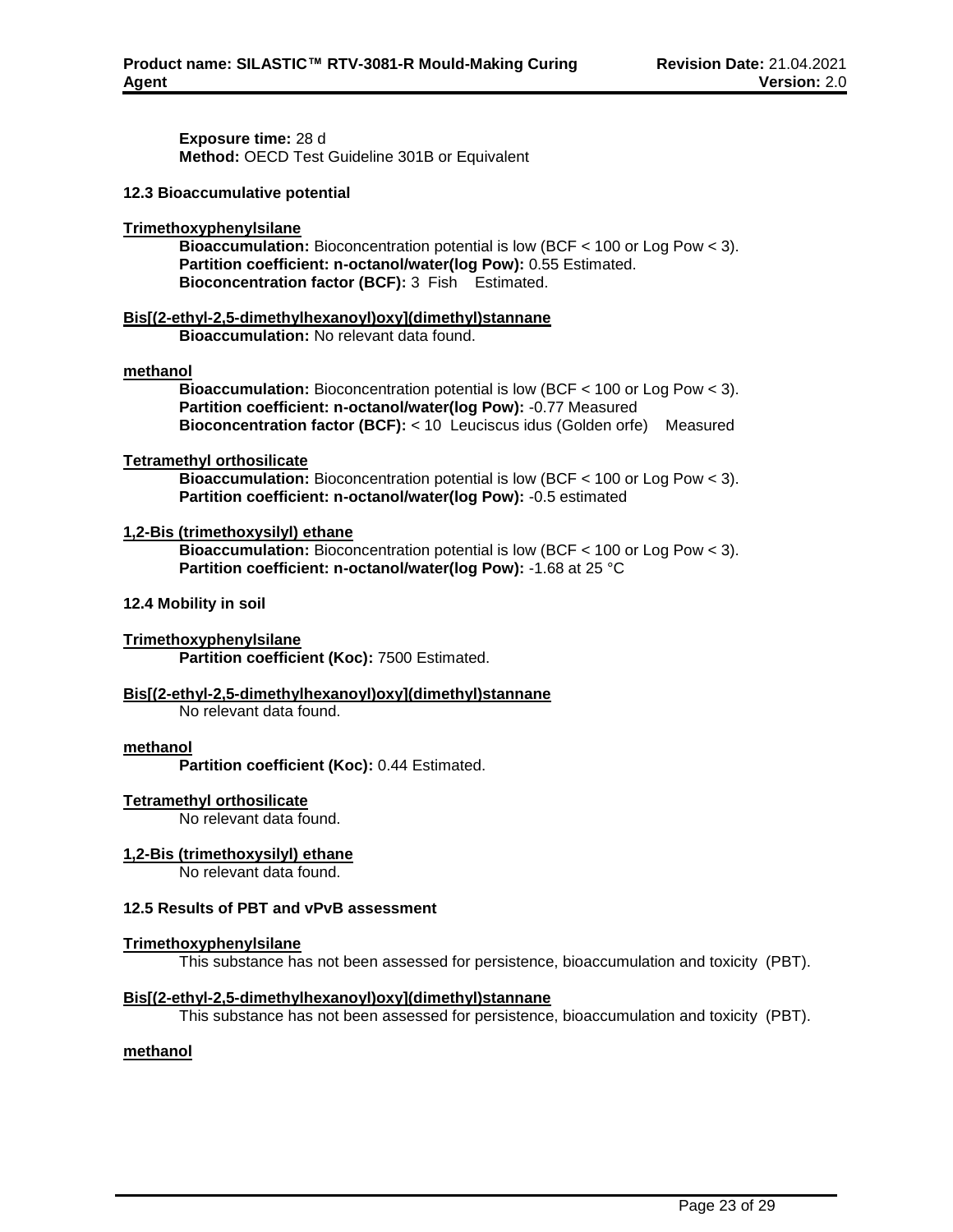**Exposure time:** 28 d
**Method:** OECD Test Guideline 301B or Equivalent

### 12.3 Bioaccumulative potential

**Trimethoxyphenylsilane**

**Bioaccumulation:** Bioconcentration potential is low (BCF < 100 or Log Pow < 3).
**Partition coefficient: n-octanol/water(log Pow):** 0.55 Estimated.
**Bioconcentration factor (BCF):** 3 Fish Estimated.

**Bis[(2-ethyl-2,5-dimethylhexanoyl)oxy](dimethyl)stannane**

**Bioaccumulation:** No relevant data found.

**methanol**

**Bioaccumulation:** Bioconcentration potential is low (BCF < 100 or Log Pow < 3).
**Partition coefficient: n-octanol/water(log Pow):** -0.77 Measured
**Bioconcentration factor (BCF):** < 10 Leuciscus idus (Golden orfe) Measured

**Tetramethyl orthosilicate**

**Bioaccumulation:** Bioconcentration potential is low (BCF < 100 or Log Pow < 3).
**Partition coefficient: n-octanol/water(log Pow):** -0.5 estimated

**1,2-Bis (trimethoxysilyl) ethane**

**Bioaccumulation:** Bioconcentration potential is low (BCF < 100 or Log Pow < 3).
**Partition coefficient: n-octanol/water(log Pow):** -1.68 at 25 °C

### 12.4 Mobility in soil

**Trimethoxyphenylsilane**

**Partition coefficient (Koc):** 7500 Estimated.

**Bis[(2-ethyl-2,5-dimethylhexanoyl)oxy](dimethyl)stannane**

No relevant data found.

**methanol**

**Partition coefficient (Koc):** 0.44 Estimated.

**Tetramethyl orthosilicate**

No relevant data found.

**1,2-Bis (trimethoxysilyl) ethane**

No relevant data found.

### 12.5 Results of PBT and vPvB assessment

**Trimethoxyphenylsilane**

This substance has not been assessed for persistence, bioaccumulation and toxicity (PBT).

**Bis[(2-ethyl-2,5-dimethylhexanoyl)oxy](dimethyl)stannane**

This substance has not been assessed for persistence, bioaccumulation and toxicity (PBT).

**methanol**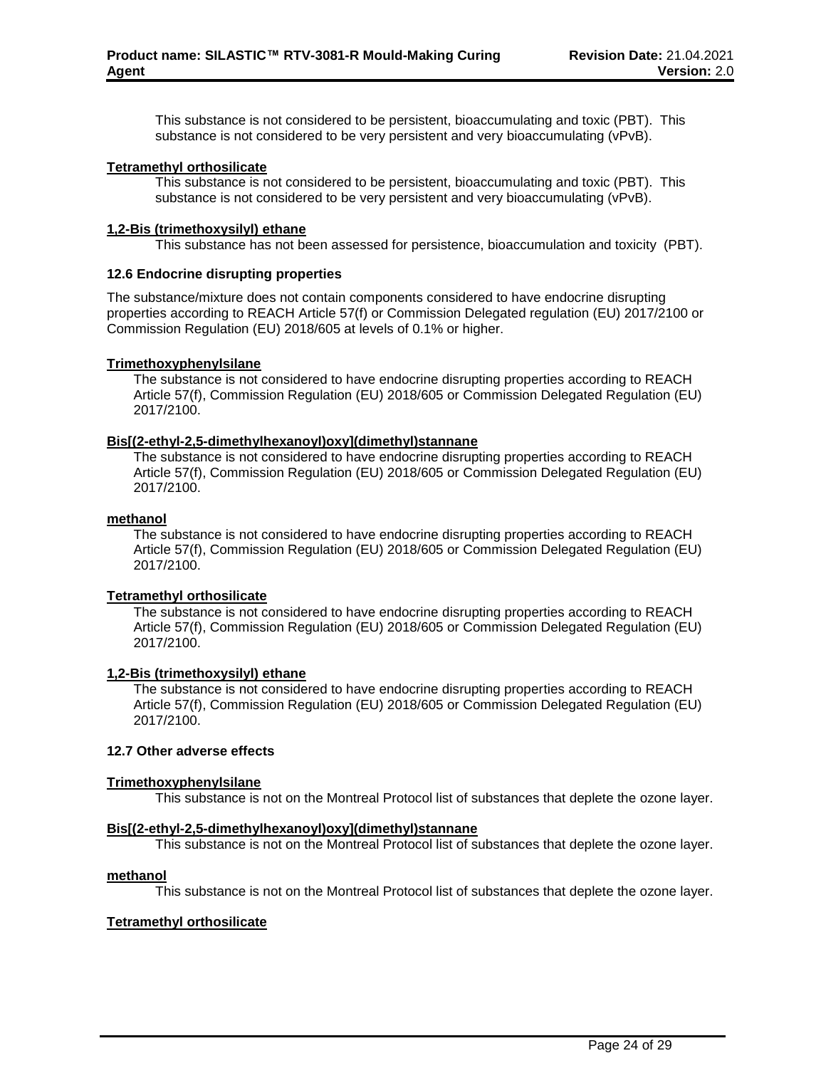This substance is not considered to be persistent, bioaccumulating and toxic (PBT). This substance is not considered to be very persistent and very bioaccumulating (vPvB).

**Tetramethyl orthosilicate**

This substance is not considered to be persistent, bioaccumulating and toxic (PBT). This substance is not considered to be very persistent and very bioaccumulating (vPvB).

**1,2-Bis (trimethoxysilyl) ethane**

This substance has not been assessed for persistence, bioaccumulation and toxicity (PBT).

### 12.6 Endocrine disrupting properties

The substance/mixture does not contain components considered to have endocrine disrupting properties according to REACH Article 57(f) or Commission Delegated regulation (EU) 2017/2100 or Commission Regulation (EU) 2018/605 at levels of 0.1% or higher.

**Trimethoxyphenylsilane**

The substance is not considered to have endocrine disrupting properties according to REACH Article 57(f), Commission Regulation (EU) 2018/605 or Commission Delegated Regulation (EU) 2017/2100.

**Bis[(2-ethyl-2,5-dimethylhexanoyl)oxy](dimethyl)stannane**

The substance is not considered to have endocrine disrupting properties according to REACH Article 57(f), Commission Regulation (EU) 2018/605 or Commission Delegated Regulation (EU) 2017/2100.

**methanol**

The substance is not considered to have endocrine disrupting properties according to REACH Article 57(f), Commission Regulation (EU) 2018/605 or Commission Delegated Regulation (EU) 2017/2100.

**Tetramethyl orthosilicate**

The substance is not considered to have endocrine disrupting properties according to REACH Article 57(f), Commission Regulation (EU) 2018/605 or Commission Delegated Regulation (EU) 2017/2100.

**1,2-Bis (trimethoxysilyl) ethane**

The substance is not considered to have endocrine disrupting properties according to REACH Article 57(f), Commission Regulation (EU) 2018/605 or Commission Delegated Regulation (EU) 2017/2100.

### 12.7 Other adverse effects

**Trimethoxyphenylsilane**

This substance is not on the Montreal Protocol list of substances that deplete the ozone layer.

**Bis[(2-ethyl-2,5-dimethylhexanoyl)oxy](dimethyl)stannane**

This substance is not on the Montreal Protocol list of substances that deplete the ozone layer.

**methanol**

This substance is not on the Montreal Protocol list of substances that deplete the ozone layer.

**Tetramethyl orthosilicate**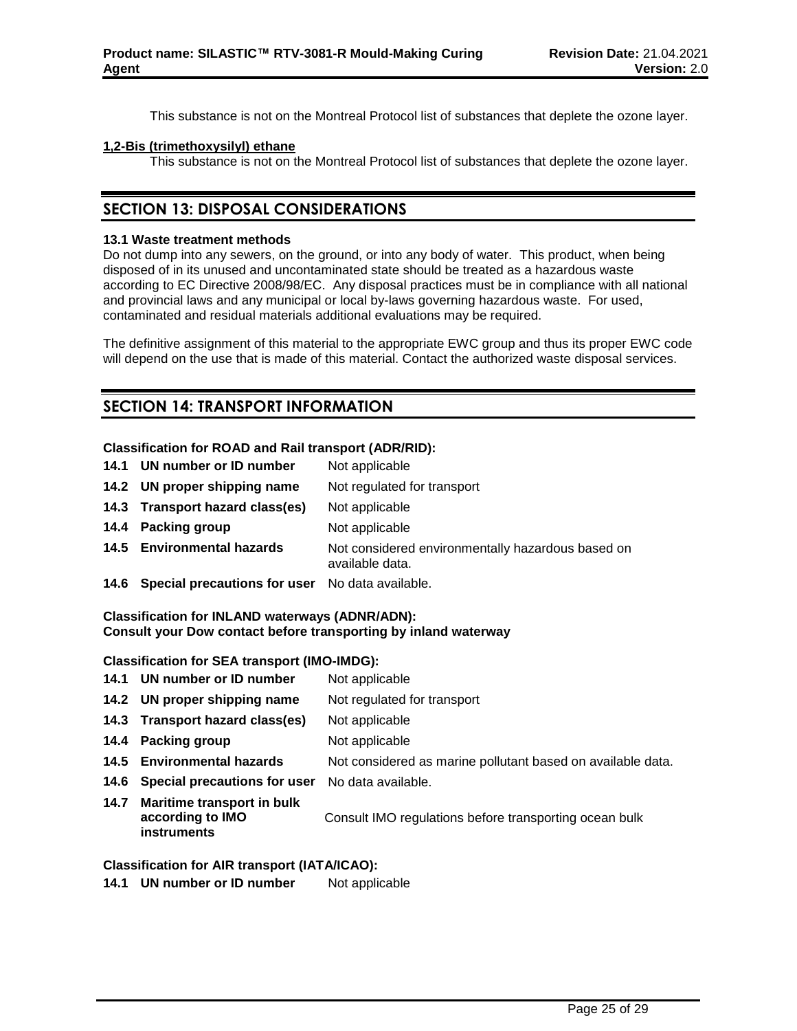This substance is not on the Montreal Protocol list of substances that deplete the ozone layer.

**1,2-Bis (trimethoxysilyl) ethane**

This substance is not on the Montreal Protocol list of substances that deplete the ozone layer.

## SECTION 13: DISPOSAL CONSIDERATIONS

**13.1 Waste treatment methods**

Do not dump into any sewers, on the ground, or into any body of water. This product, when being disposed of in its unused and uncontaminated state should be treated as a hazardous waste according to EC Directive 2008/98/EC. Any disposal practices must be in compliance with all national and provincial laws and any municipal or local by-laws governing hazardous waste. For used, contaminated and residual materials additional evaluations may be required.

The definitive assignment of this material to the appropriate EWC group and thus its proper EWC code will depend on the use that is made of this material. Contact the authorized waste disposal services.

## SECTION 14: TRANSPORT INFORMATION

**Classification for ROAD and Rail transport (ADR/RID):**

| | |
|---|---|
| **14.1 UN number or ID number** | Not applicable |
| **14.2 UN proper shipping name** | Not regulated for transport |
| **14.3 Transport hazard class(es)** | Not applicable |
| **14.4 Packing group** | Not applicable |
| **14.5 Environmental hazards** | Not considered environmentally hazardous based on available data. |
| **14.6 Special precautions for user** | No data available. |

**Classification for INLAND waterways (ADNR/ADN):**
**Consult your Dow contact before transporting by inland waterway**

**Classification for SEA transport (IMO-IMDG):**

| | |
|---|---|
| **14.1 UN number or ID number** | Not applicable |
| **14.2 UN proper shipping name** | Not regulated for transport |
| **14.3 Transport hazard class(es)** | Not applicable |
| **14.4 Packing group** | Not applicable |
| **14.5 Environmental hazards** | Not considered as marine pollutant based on available data. |
| **14.6 Special precautions for user** | No data available. |
| **14.7 Maritime transport in bulk according to IMO instruments** | Consult IMO regulations before transporting ocean bulk |

**Classification for AIR transport (IATA/ICAO):**

| | |
|---|---|
| **14.1 UN number or ID number** | Not applicable |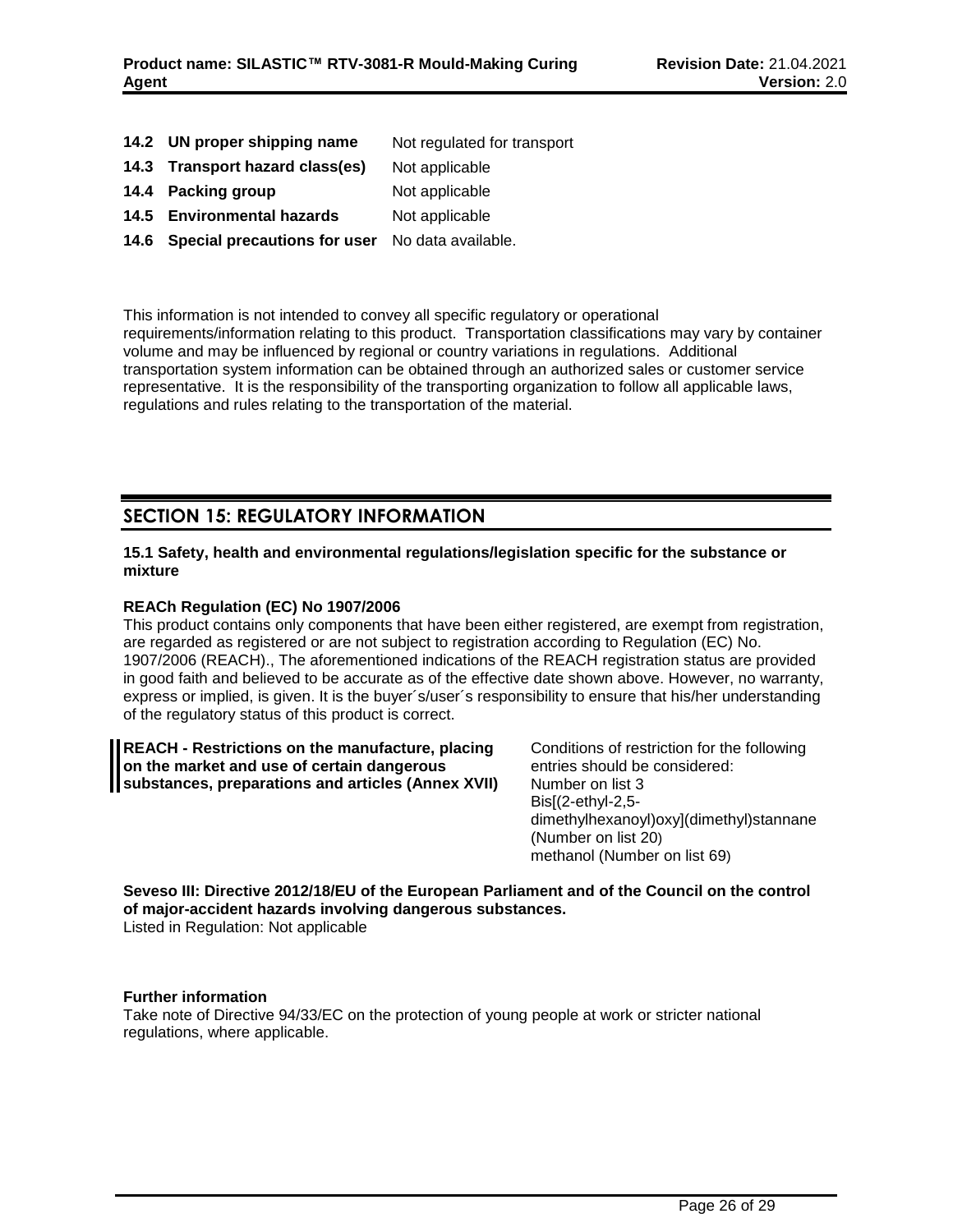| | |
|---|---|
| **14.2 UN proper shipping name** | Not regulated for transport |
| **14.3 Transport hazard class(es)** | Not applicable |
| **14.4 Packing group** | Not applicable |
| **14.5 Environmental hazards** | Not applicable |
| **14.6 Special precautions for user** | No data available. |

This information is not intended to convey all specific regulatory or operational requirements/information relating to this product. Transportation classifications may vary by container volume and may be influenced by regional or country variations in regulations. Additional transportation system information can be obtained through an authorized sales or customer service representative. It is the responsibility of the transporting organization to follow all applicable laws, regulations and rules relating to the transportation of the material.

## SECTION 15: REGULATORY INFORMATION

**15.1 Safety, health and environmental regulations/legislation specific for the substance or mixture**

**REACh Regulation (EC) No 1907/2006**
This product contains only components that have been either registered, are exempt from registration, are regarded as registered or are not subject to registration according to Regulation (EC) No. 1907/2006 (REACH)., The aforementioned indications of the REACH registration status are provided in good faith and believed to be accurate as of the effective date shown above. However, no warranty, express or implied, is given. It is the buyer´s/user´s responsibility to ensure that his/her understanding of the regulatory status of this product is correct.

**REACH - Restrictions on the manufacture, placing on the market and use of certain dangerous substances, preparations and articles (Annex XVII)**

Conditions of restriction for the following entries should be considered:
Number on list 3
Bis[(2-ethyl-2,5-dimethylhexanoyl)oxy](dimethyl)stannane (Number on list 20)
methanol (Number on list 69)

**Seveso III: Directive 2012/18/EU of the European Parliament and of the Council on the control of major-accident hazards involving dangerous substances.**
Listed in Regulation: Not applicable

**Further information**
Take note of Directive 94/33/EC on the protection of young people at work or stricter national regulations, where applicable.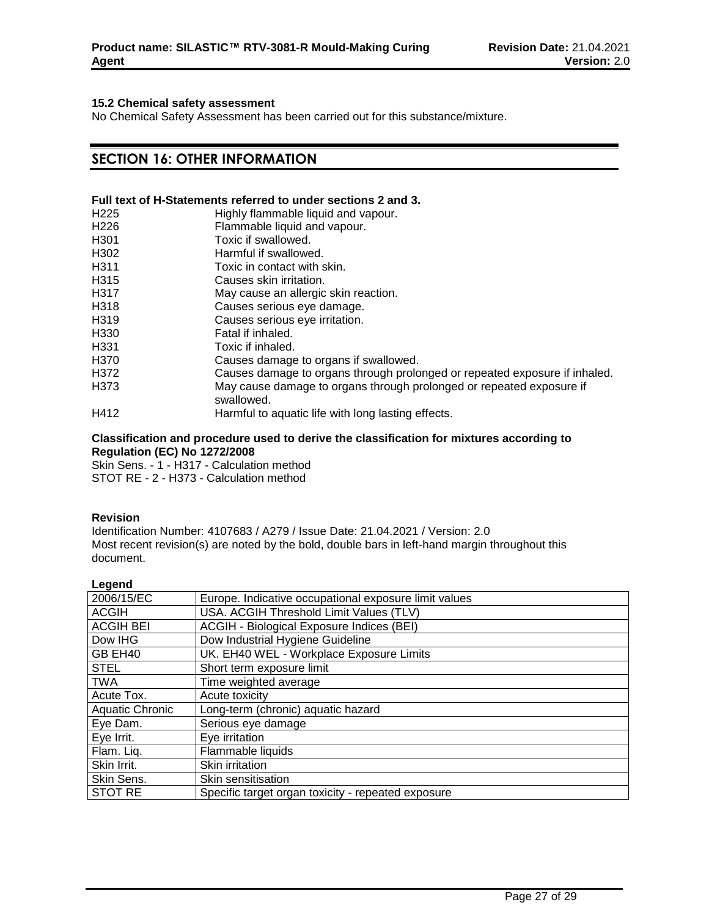### 15.2 Chemical safety assessment

No Chemical Safety Assessment has been carried out for this substance/mixture.

## SECTION 16: OTHER INFORMATION

**Full text of H-Statements referred to under sections 2 and 3.**

| | |
|---|---|
| H225 | Highly flammable liquid and vapour. |
| H226 | Flammable liquid and vapour. |
| H301 | Toxic if swallowed. |
| H302 | Harmful if swallowed. |
| H311 | Toxic in contact with skin. |
| H315 | Causes skin irritation. |
| H317 | May cause an allergic skin reaction. |
| H318 | Causes serious eye damage. |
| H319 | Causes serious eye irritation. |
| H330 | Fatal if inhaled. |
| H331 | Toxic if inhaled. |
| H370 | Causes damage to organs if swallowed. |
| H372 | Causes damage to organs through prolonged or repeated exposure if inhaled. |
| H373 | May cause damage to organs through prolonged or repeated exposure if swallowed. |
| H412 | Harmful to aquatic life with long lasting effects. |

**Classification and procedure used to derive the classification for mixtures according to Regulation (EC) No 1272/2008**

Skin Sens. - 1 - H317 - Calculation method
STOT RE - 2 - H373 - Calculation method

**Revision**

Identification Number: 4107683 / A279 / Issue Date: 21.04.2021 / Version: 2.0
Most recent revision(s) are noted by the bold, double bars in left-hand margin throughout this document.

**Legend**

| | |
|---|---|
| 2006/15/EC | Europe. Indicative occupational exposure limit values |
| ACGIH | USA. ACGIH Threshold Limit Values (TLV) |
| ACGIH BEI | ACGIH - Biological Exposure Indices (BEI) |
| Dow IHG | Dow Industrial Hygiene Guideline |
| GB EH40 | UK. EH40 WEL - Workplace Exposure Limits |
| STEL | Short term exposure limit |
| TWA | Time weighted average |
| Acute Tox. | Acute toxicity |
| Aquatic Chronic | Long-term (chronic) aquatic hazard |
| Eye Dam. | Serious eye damage |
| Eye Irrit. | Eye irritation |
| Flam. Liq. | Flammable liquids |
| Skin Irrit. | Skin irritation |
| Skin Sens. | Skin sensitisation |
| STOT RE | Specific target organ toxicity - repeated exposure |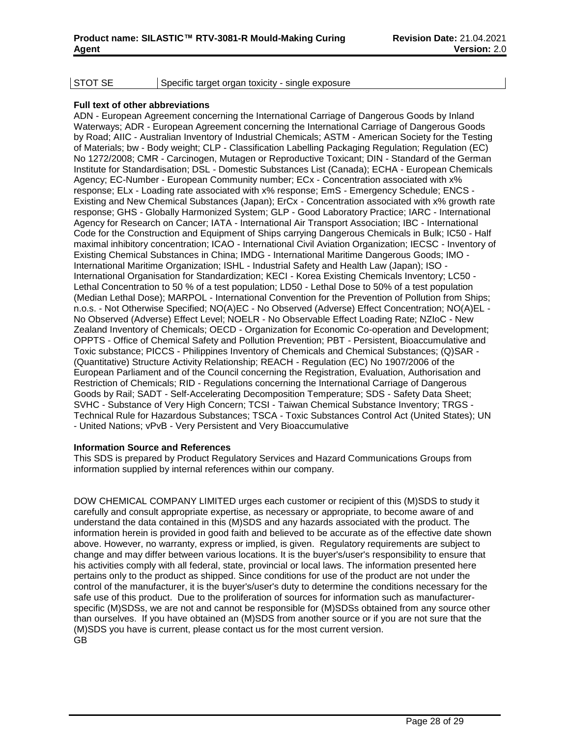| | |
|---|---|
| STOT SE | Specific target organ toxicity - single exposure |

**Full text of other abbreviations**

ADN - European Agreement concerning the International Carriage of Dangerous Goods by Inland Waterways; ADR - European Agreement concerning the International Carriage of Dangerous Goods by Road; AIIC - Australian Inventory of Industrial Chemicals; ASTM - American Society for the Testing of Materials; bw - Body weight; CLP - Classification Labelling Packaging Regulation; Regulation (EC) No 1272/2008; CMR - Carcinogen, Mutagen or Reproductive Toxicant; DIN - Standard of the German Institute for Standardisation; DSL - Domestic Substances List (Canada); ECHA - European Chemicals Agency; EC-Number - European Community number; ECx - Concentration associated with x% response; ELx - Loading rate associated with x% response; EmS - Emergency Schedule; ENCS - Existing and New Chemical Substances (Japan); ErCx - Concentration associated with x% growth rate response; GHS - Globally Harmonized System; GLP - Good Laboratory Practice; IARC - International Agency for Research on Cancer; IATA - International Air Transport Association; IBC - International Code for the Construction and Equipment of Ships carrying Dangerous Chemicals in Bulk; IC50 - Half maximal inhibitory concentration; ICAO - International Civil Aviation Organization; IECSC - Inventory of Existing Chemical Substances in China; IMDG - International Maritime Dangerous Goods; IMO - International Maritime Organization; ISHL - Industrial Safety and Health Law (Japan); ISO - International Organisation for Standardization; KECI - Korea Existing Chemicals Inventory; LC50 - Lethal Concentration to 50 % of a test population; LD50 - Lethal Dose to 50% of a test population (Median Lethal Dose); MARPOL - International Convention for the Prevention of Pollution from Ships; n.o.s. - Not Otherwise Specified; NO(A)EC - No Observed (Adverse) Effect Concentration; NO(A)EL - No Observed (Adverse) Effect Level; NOELR - No Observable Effect Loading Rate; NZIoC - New Zealand Inventory of Chemicals; OECD - Organization for Economic Co-operation and Development; OPPTS - Office of Chemical Safety and Pollution Prevention; PBT - Persistent, Bioaccumulative and Toxic substance; PICCS - Philippines Inventory of Chemicals and Chemical Substances; (Q)SAR - (Quantitative) Structure Activity Relationship; REACH - Regulation (EC) No 1907/2006 of the European Parliament and of the Council concerning the Registration, Evaluation, Authorisation and Restriction of Chemicals; RID - Regulations concerning the International Carriage of Dangerous Goods by Rail; SADT - Self-Accelerating Decomposition Temperature; SDS - Safety Data Sheet; SVHC - Substance of Very High Concern; TCSI - Taiwan Chemical Substance Inventory; TRGS - Technical Rule for Hazardous Substances; TSCA - Toxic Substances Control Act (United States); UN - United Nations; vPvB - Very Persistent and Very Bioaccumulative

**Information Source and References**

This SDS is prepared by Product Regulatory Services and Hazard Communications Groups from information supplied by internal references within our company.

DOW CHEMICAL COMPANY LIMITED urges each customer or recipient of this (M)SDS to study it carefully and consult appropriate expertise, as necessary or appropriate, to become aware of and understand the data contained in this (M)SDS and any hazards associated with the product. The information herein is provided in good faith and believed to be accurate as of the effective date shown above. However, no warranty, express or implied, is given. Regulatory requirements are subject to change and may differ between various locations. It is the buyer's/user's responsibility to ensure that his activities comply with all federal, state, provincial or local laws. The information presented here pertains only to the product as shipped. Since conditions for use of the product are not under the control of the manufacturer, it is the buyer's/user's duty to determine the conditions necessary for the safe use of this product. Due to the proliferation of sources for information such as manufacturer-specific (M)SDSs, we are not and cannot be responsible for (M)SDSs obtained from any source other than ourselves. If you have obtained an (M)SDS from another source or if you are not sure that the (M)SDS you have is current, please contact us for the most current version.
GB